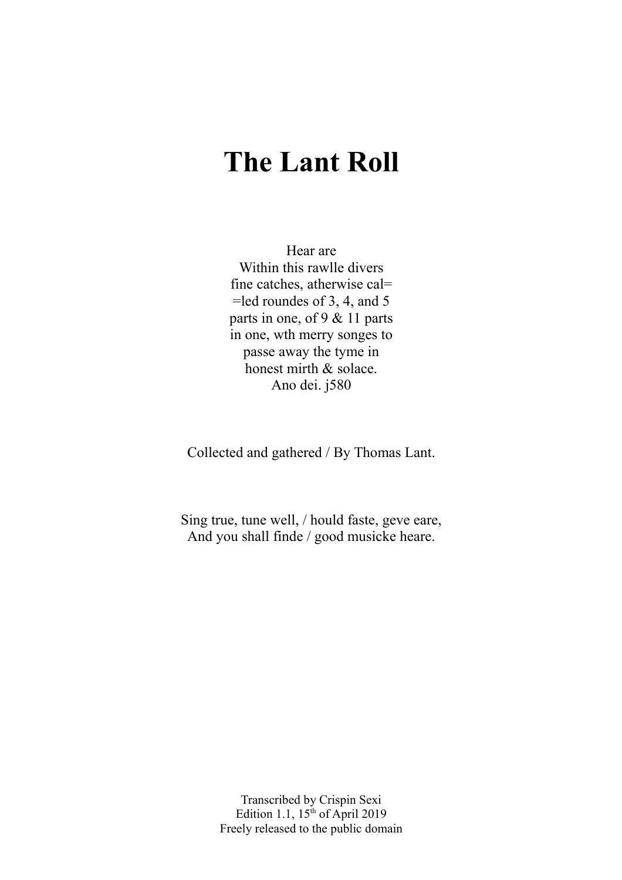# The Lant Roll

Hear are
Within this rawlle divers
fine catches, atherwise cal=
=led roundes of 3, 4, and 5
parts in one, of 9 & 11 parts
in one, wth merry songes to
passe away the tyme in
honest mirth & solace.
Ano dei. j580

Collected and gathered / By Thomas Lant.

Sing true, tune well, / hould faste, geve eare,
And you shall finde / good musicke heare.

Transcribed by Crispin Sexi
Edition 1.1, 15th of April 2019
Freely released to the public domain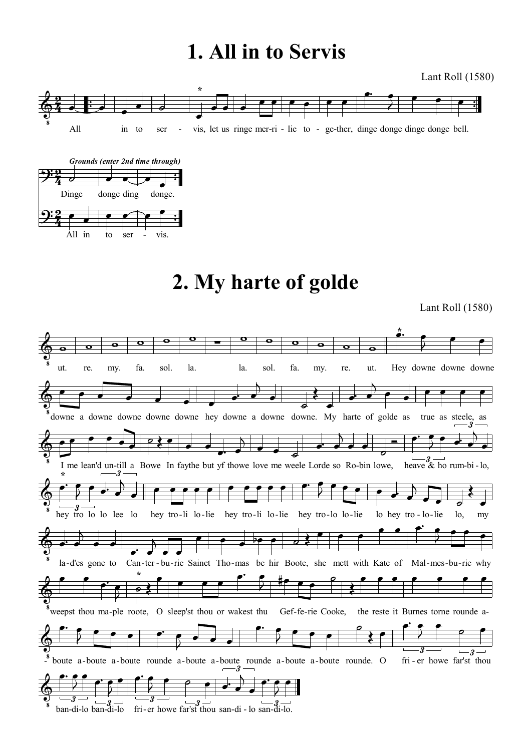# 1. All in to Servis

Lant Roll (1580)

All in to ser - vis, let us ringe mer-ri - lie to - ge-ther, dinge donge dinge donge bell.

*Grounds (enter 2nd time through)*

Dinge donge ding donge.

All in to ser - vis.

# 2. My harte of golde

Lant Roll (1580)

ut. re. my. fa. sol. la. la. sol. fa. my. re. ut. Hey downe downe downe downe a downe downe downe downe hey downe a downe downe. My harte of golde as true as steele, as I me lean'd un-till a Bowe In faythe but yf thowe love me weele Lorde so Ro-bin lowe, heave & ho rum-bi - lo, hey tro lo lo lee lo hey tro-li lo-lie hey tro-li lo-lie hey tro-lo lo-lie lo hey tro - lo-lie lo, my la-d'es gone to Can-ter-bu-rie Sainct Tho-mas be hir Boote, she mett with Kate of Mal-mes-bu-rie why weepst thou ma-ple roote, O sleep'st thou or wakest thu Gef-fe-rie Cooke, the reste it Burnes torne rounde a-boute a-boute a-boute rounde a-boute a-boute rounde a-boute a-boute rounde. O fri-er howe far'st thou ban-di-lo ban-di-lo fri-er howe far'st thou san-di-lo san-di-lo.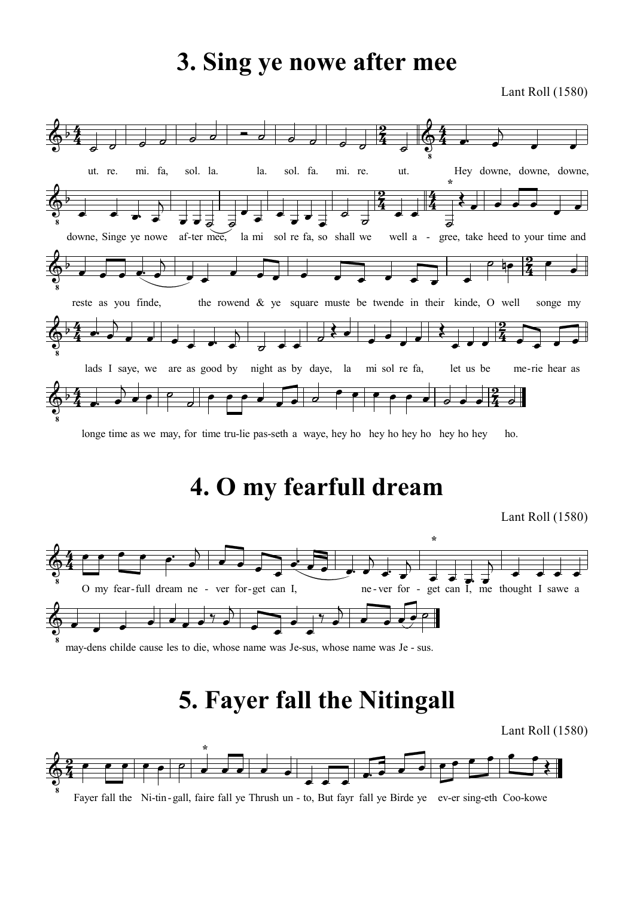# 3. Sing ye nowe after mee

Lant Roll (1580)

ut. re. mi. fa, sol. la. la. sol. fa. mi. re. ut. Hey downe, downe, downe,

downe, Singe ye nowe af-ter mee, la mi sol re fa, so shall we well a - gree, take heed to your time and

reste as you finde, the rowend & ye square muste be twende in their kinde, O well songe my

lads I saye, we are as good by night as by daye, la mi sol re fa, let us be me-rie hear as

longe time as we may, for time tru-lie pas-seth a waye, hey ho hey ho hey ho hey ho hey ho.

# 4. O my fearfull dream

Lant Roll (1580)

O my fear-full dream ne - ver for-get can I, ne-ver for - get can I, me thought I sawe a

may-dens childe cause les to die, whose name was Je-sus, whose name was Je - sus.

# 5. Fayer fall the Nitingall

Lant Roll (1580)

Fayer fall the Ni-tin-gall, faire fall ye Thrush un - to, But fayr fall ye Birde ye ev-er sing-eth Coo-kowe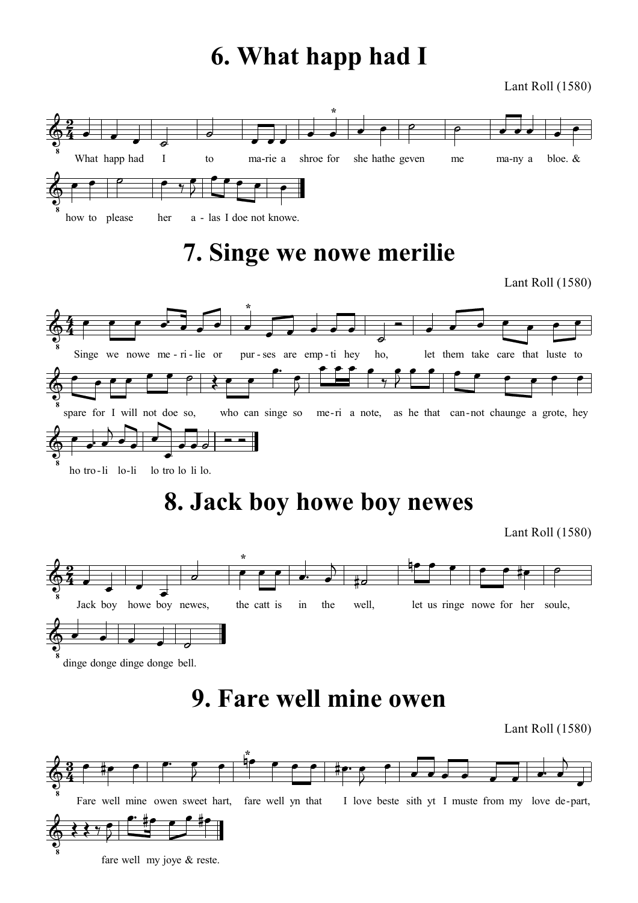# 6. What happ had I

Lant Roll (1580)

What happ had I to ma-rie a shroe for she hathe geven me ma-ny a bloe. & how to please her a - las I doe not knowe.

# 7. Singe we nowe merilie

Lant Roll (1580)

Singe we nowe me-ri-lie or pur-ses are emp-ti hey ho, let them take care that luste to spare for I will not doe so, who can singe so me-ri a note, as he that can-not chaunge a grote, hey ho tro-li lo-li lo tro lo li lo.

# 8. Jack boy howe boy newes

Lant Roll (1580)

Jack boy howe boy newes, the catt is in the well, let us ringe nowe for her soule, dinge donge dinge donge bell.

# 9. Fare well mine owen

Lant Roll (1580)

Fare well mine owen sweet hart, fare well yn that I love beste sith yt I muste from my love de-part, fare well my joye & reste.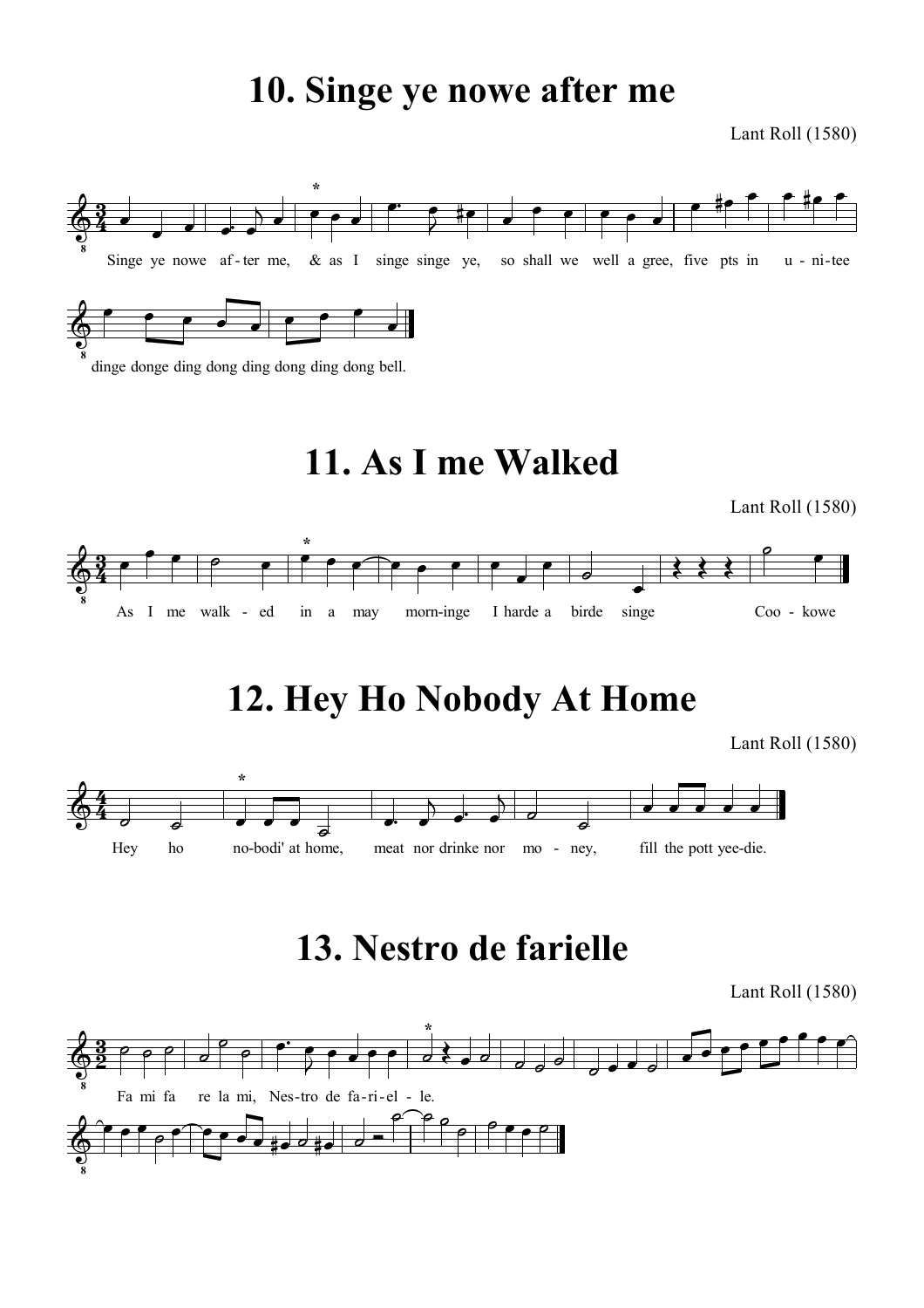# 10. Singe ye nowe after me

Lant Roll (1580)

Singe ye nowe af - ter me, & as I singe singe ye, so shall we well a gree, five pts in u - ni-tee dinge donge ding dong ding dong ding dong bell.

# 11. As I me Walked

Lant Roll (1580)

As I me walk - ed in a may morn-inge I harde a birde singe Coo - kowe

# 12. Hey Ho Nobody At Home

Lant Roll (1580)

Hey ho no-bodi' at home, meat nor drinke nor mo - ney, fill the pott yee-die.

# 13. Nestro de farielle

Lant Roll (1580)

Fa mi fa re la mi, Nes-tro de fa-ri-el - le.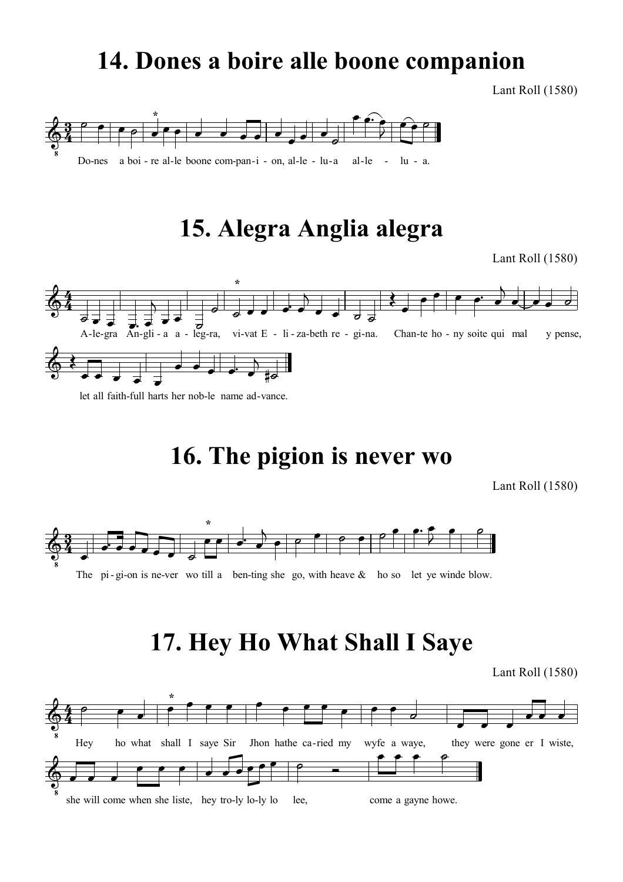# 14. Dones a boire alle boone companion

Lant Roll (1580)

Do-nes a boi - re al-le boone com-pan-i - on, al-le - lu-a al-le - lu - a.

# 15. Alegra Anglia alegra

Lant Roll (1580)

A-le-gra An-gli - a a - leg-ra, vi-vat E - li - za-beth re - gi-na. Chan-te ho - ny soite qui mal y pense, let all faith-full harts her nob-le name ad-vance.

# 16. The pigion is never wo

Lant Roll (1580)

The pi - gi-on is ne-ver wo till a ben-ting she go, with heave & ho so let ye winde blow.

# 17. Hey Ho What Shall I Saye

Lant Roll (1580)

Hey ho what shall I saye Sir Jhon hathe ca-ried my wyfe a waye, they were gone er I wiste, she will come when she liste, hey tro-ly lo-ly lo lee, come a gayne howe.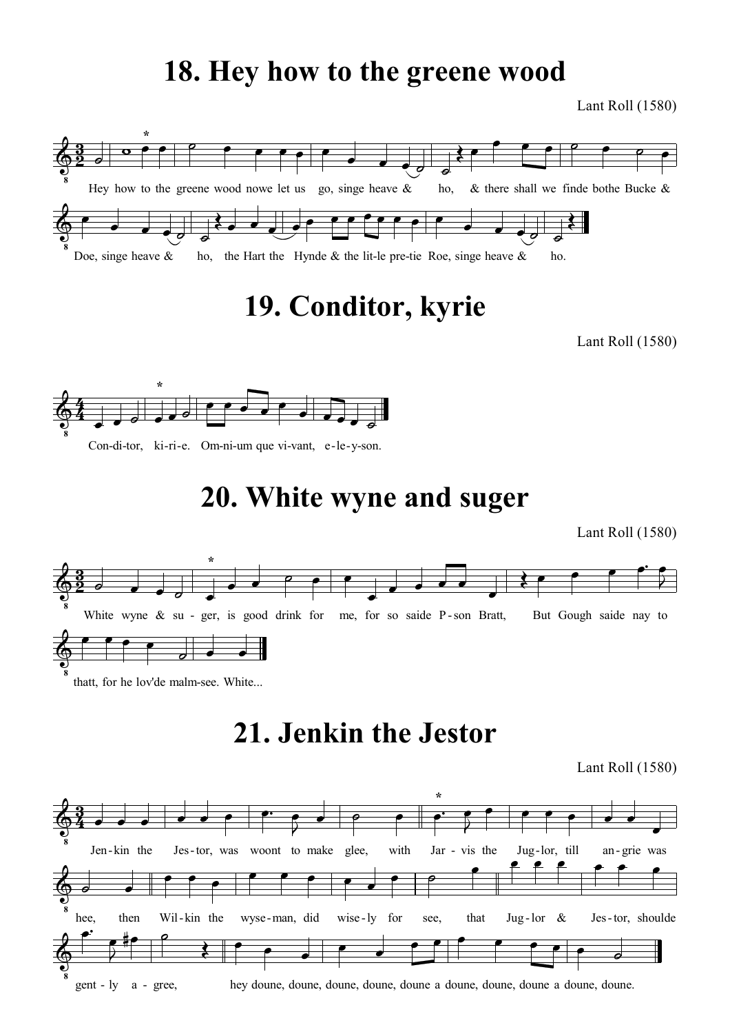# 18. Hey how to the greene wood

Lant Roll (1580)

Hey how to the greene wood nowe let us go, singe heave & ho, & there shall we finde bothe Bucke & Doe, singe heave & ho, the Hart the Hynde & the lit-le pre-tie Roe, singe heave & ho.

# 19. Conditor, kyrie

Lant Roll (1580)

Con-di-tor, ki-ri-e. Om-ni-um que vi-vant, e-le-y-son.

# 20. White wyne and suger

Lant Roll (1580)

White wyne & su - ger, is good drink for me, for so saide P - son Bratt, But Gough saide nay to thatt, for he lov'de malm-see. White...

# 21. Jenkin the Jestor

Lant Roll (1580)

Jen-kin the Jes-tor, was woont to make glee, with Jar - vis the Jug-lor, till an-grie was hee, then Wil-kin the wyse-man, did wise-ly for see, that Jug-lor & Jes-tor, shoulde gent - ly a - gree, hey doune, doune, doune, doune, doune a doune, doune, doune a doune, doune.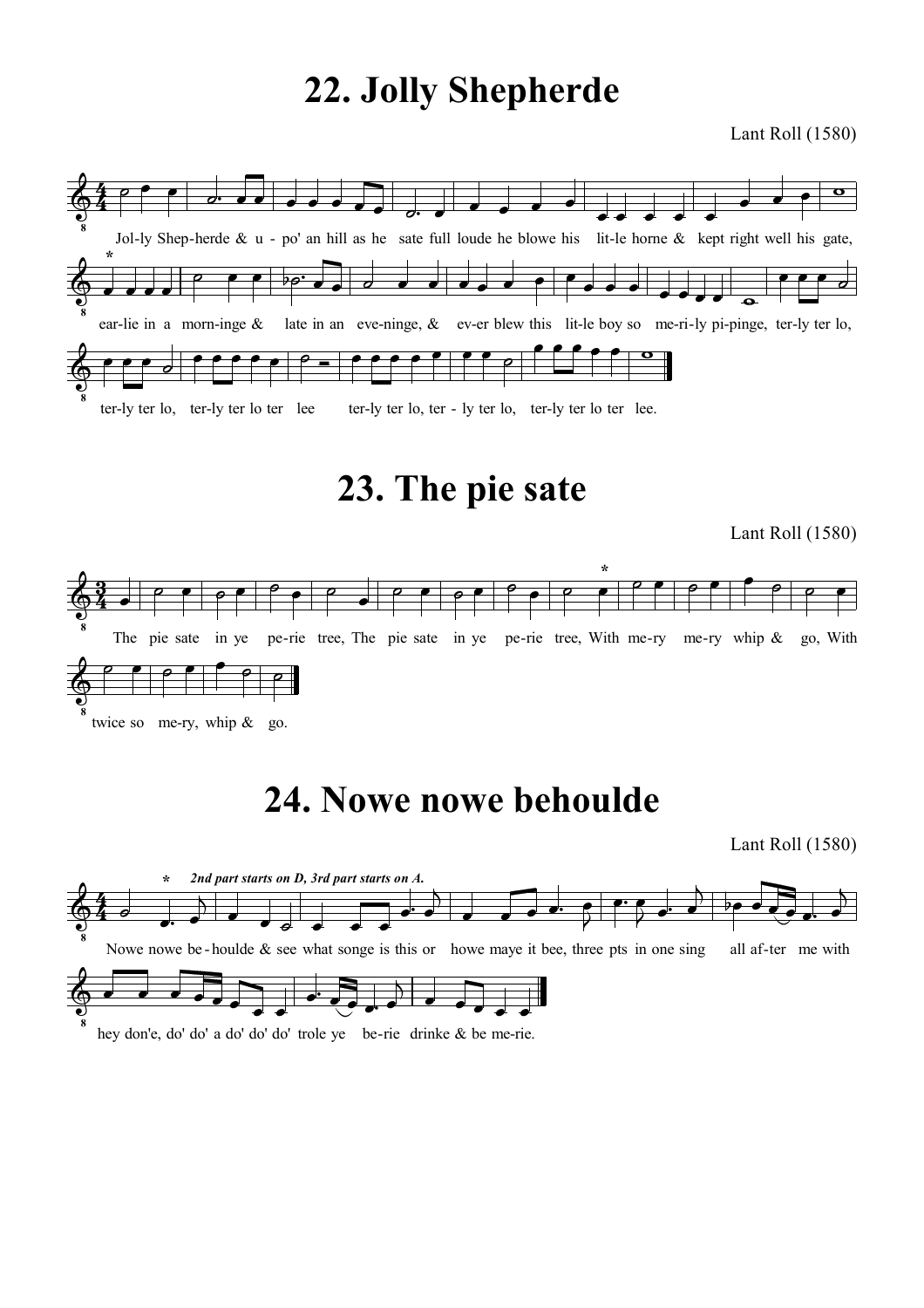# 22. Jolly Shepherde

Lant Roll (1580)

Jol-ly Shep-herde & u - po' an hill as he sate full loude he blowe his lit-le horne & kept right well his gate,

*

ear-lie in a morn-inge & late in an eve-ninge, & ev-er blew this lit-le boy so me-ri-ly pi-pinge, ter-ly ter lo,

ter-ly ter lo, ter-ly ter lo ter lee ter-ly ter lo, ter - ly ter lo, ter-ly ter lo ter lee.

# 23. The pie sate

Lant Roll (1580)

The pie sate in ye pe-rie tree, The pie sate in ye pe-rie tree, With me-ry me-ry whip & go, With

*

twice so me-ry, whip & go.

# 24. Nowe nowe behoulde

Lant Roll (1580)

\* ***2nd part starts on D, 3rd part starts on A.***

Nowe nowe be - houlde & see what songe is this or howe maye it bee, three pts in one sing all af-ter me with

hey don'e, do' do' a do' do' do' trole ye be-rie drinke & be me-rie.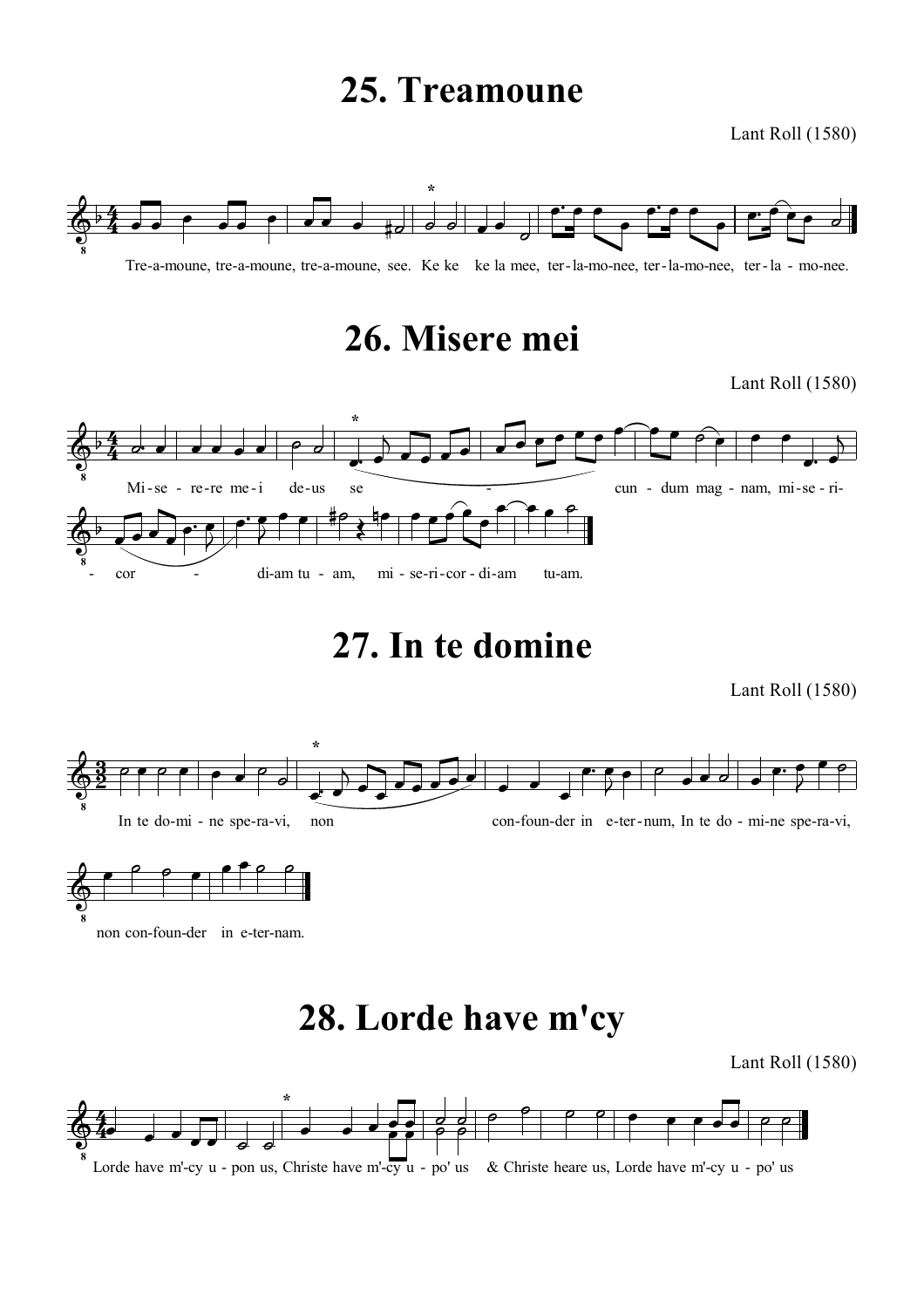# 25. Treamoune

Lant Roll (1580)

Tre-a-moune, tre-a-moune, tre-a-moune, see. Ke ke ke la mee, ter-la-mo-nee, ter-la-mo-nee, ter-la-mo-nee.

# 26. Misere mei

Lant Roll (1580)

Mi-se-re-re me-i de-us se - cun-dum mag-nam, mi-se-ri- - cor - di-am tu-am, mi-se-ri-cor-di-am tu-am.

# 27. In te domine

Lant Roll (1580)

In te do-mi-ne spe-ra-vi, non con-foun-der in e-ter-num, In te do-mi-ne spe-ra-vi, non con-foun-der in e-ter-nam.

# 28. Lorde have m'cy

Lant Roll (1580)

Lorde have m'cy u-pon us, Christe have m'cy u-po' us & Christe heare us, Lorde have m'cy u-po' us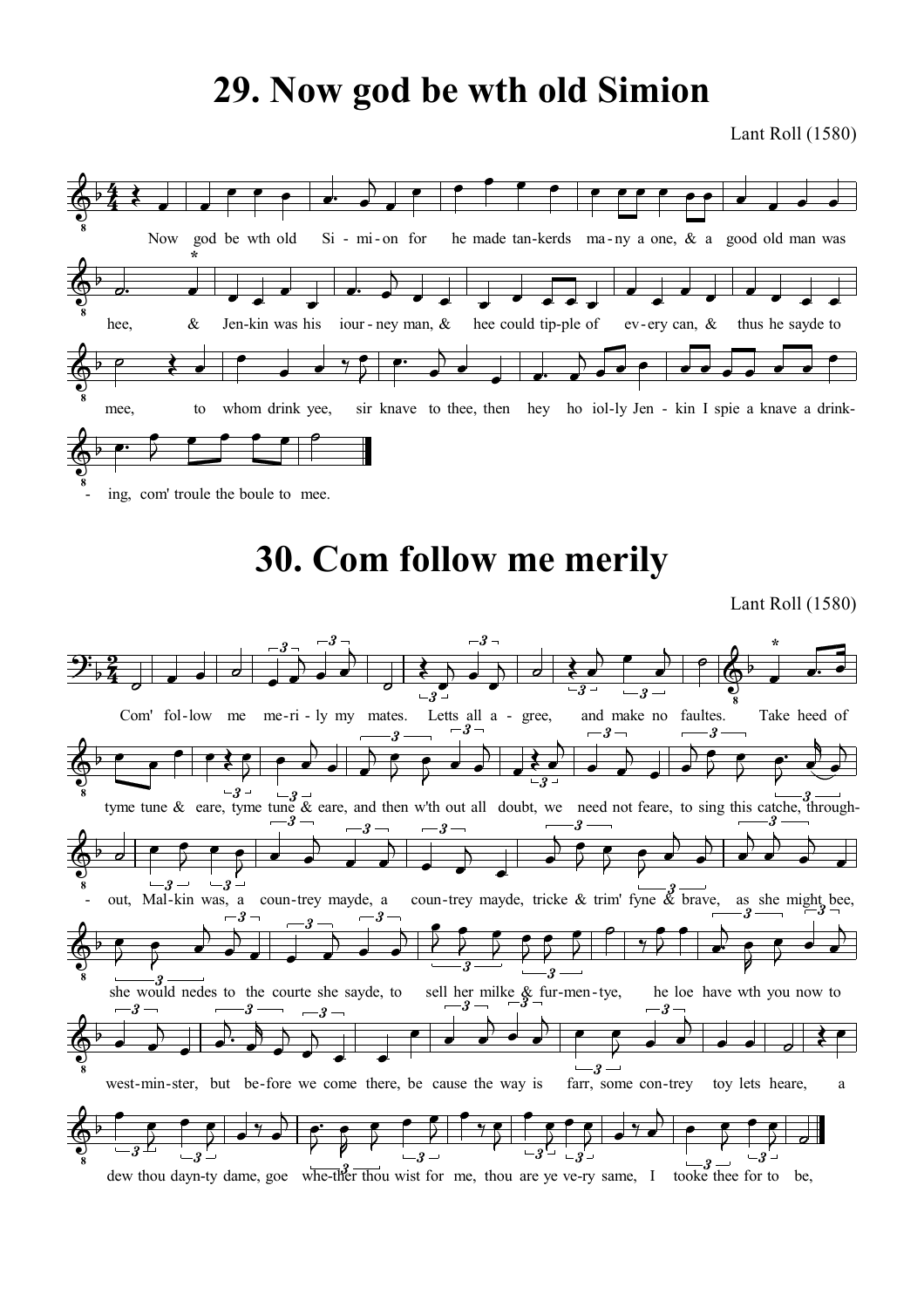# 29. Now god be wth old Simion

Lant Roll (1580)

Now god be wth old Si-mi-on for he made tan-kerds ma-ny a one, & a good old man was hee, & Jen-kin was his iour-ney man, & hee could tip-ple of ev-ery can, & thus he sayde to mee, to whom drink yee, sir knave to thee, then hey ho iol-ly Jen-kin I spie a knave a drink-ing, com' troule the boule to mee.

# 30. Com follow me merily

Lant Roll (1580)

Com' fol-low me me-ri-ly my mates. Letts all a-gree, and make no faultes. Take heed of tyme tune & eare, tyme tune & eare, and then w'th out all doubt, we need not feare, to sing this catche, through-out, Mal-kin was, a coun-trey mayde, a coun-trey mayde, tricke & trim' fyne & brave, as she might bee, she would nedes to the courte she sayde, to sell her milke & fur-men-tye, he loe have wth you now to west-min-ster, but be-fore we come there, be cause the way is farr, some con-trey toy lets heare, a dew thou dayn-ty dame, goe whe-ther thou wist for me, thou are ye ve-ry same, I tooke thee for to be,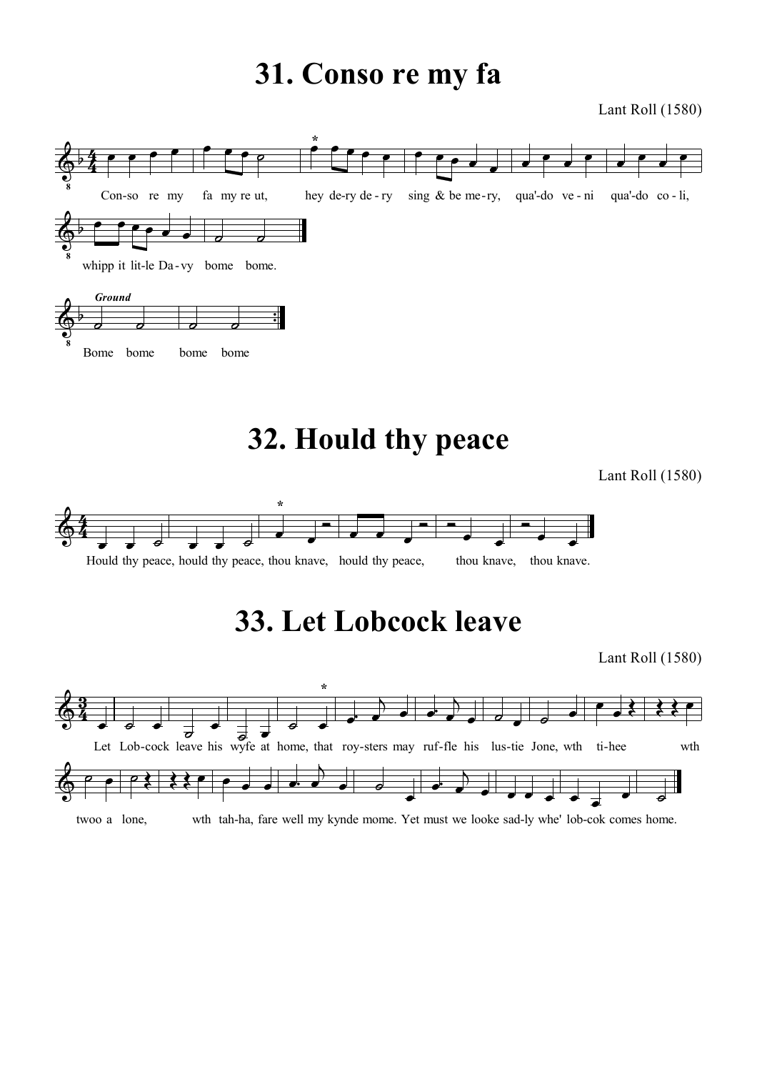# 31. Conso re my fa

Lant Roll (1580)

Con-so re my fa my re ut, hey de-ry de-ry sing & be me-ry, qua'-do ve-ni qua'-do co-li, whipp it lit-le Da-vy bome bome.

*Ground*

Bome bome bome bome

# 32. Hould thy peace

Lant Roll (1580)

Hould thy peace, hould thy peace, thou knave, hould thy peace, thou knave, thou knave.

# 33. Let Lobcock leave

Lant Roll (1580)

Let Lob-cock leave his wyfe at home, that roy-sters may ruf-fle his lus-tie Jone, wth ti-hee wth twoo a lone, wth tah-ha, fare well my kynde mome. Yet must we looke sad-ly whe' lob-cok comes home.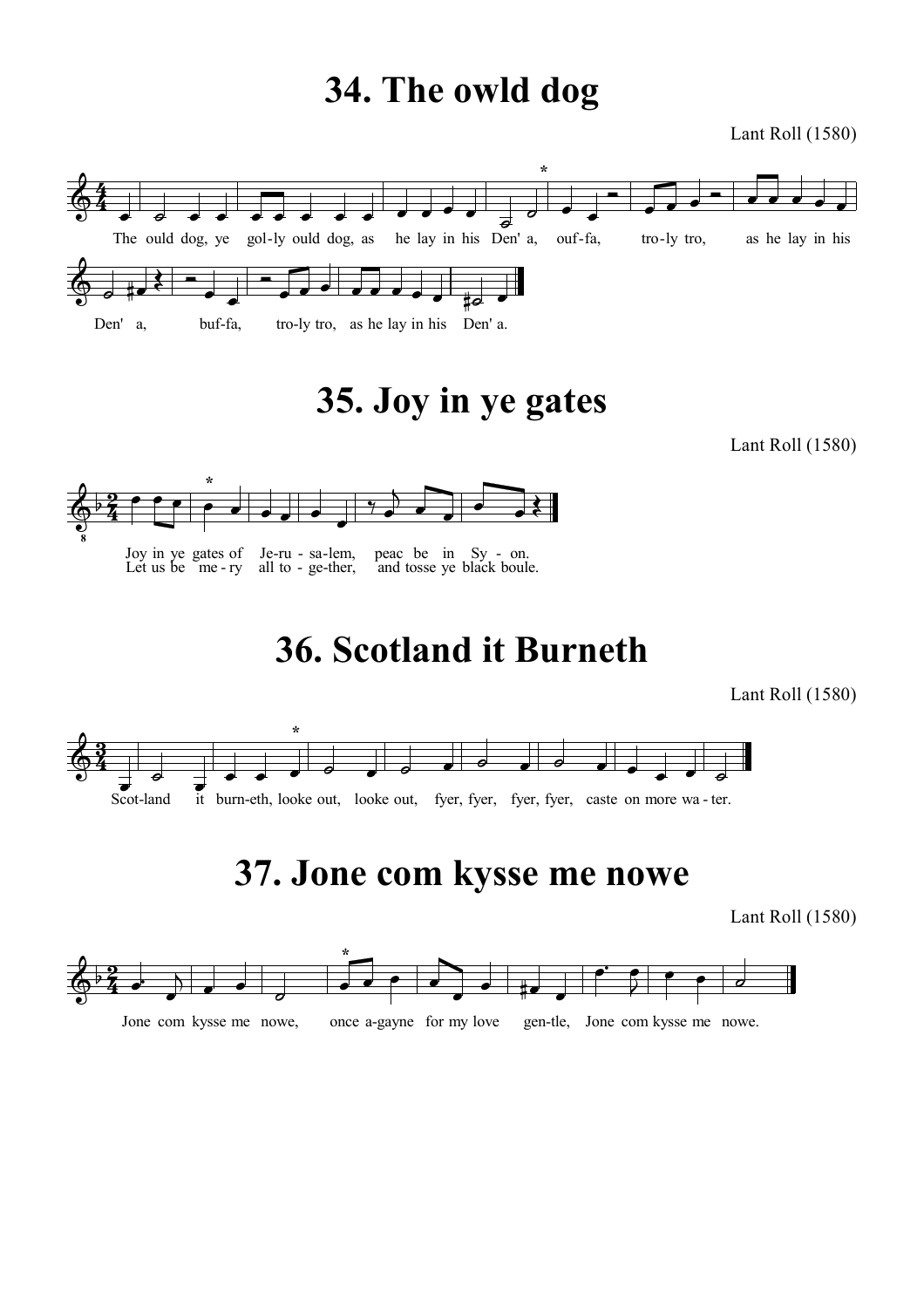# 34. The owld dog

Lant Roll (1580)

The ould dog, ye gol-ly ould dog, as he lay in his Den' a, ouf-fa, tro-ly tro, as he lay in his Den' a, buf-fa, tro-ly tro, as he lay in his Den' a.

# 35. Joy in ye gates

Lant Roll (1580)

Joy in ye gates of Je-ru - sa-lem, peac be in Sy - on.
Let us be me - ry all to - ge-ther, and tosse ye black boule.

# 36. Scotland it Burneth

Lant Roll (1580)

Scot-land it burn-eth, looke out, looke out, fyer, fyer, fyer, fyer, caste on more wa - ter.

# 37. Jone com kysse me nowe

Lant Roll (1580)

Jone com kysse me nowe, once a-gayne for my love gen-tle, Jone com kysse me nowe.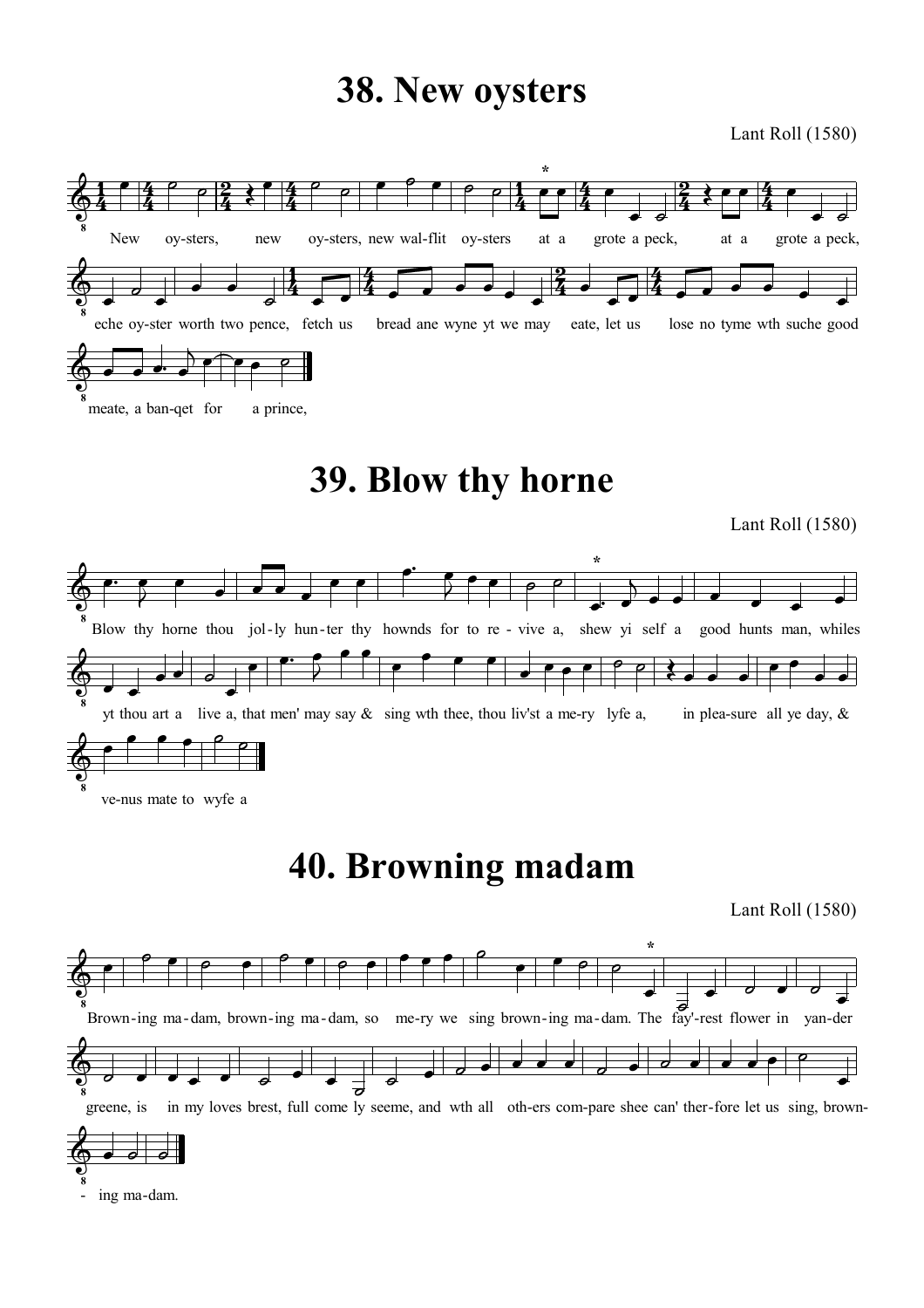# 38. New oysters

Lant Roll (1580)

New oy-sters, new oy-sters, new wal-flit oy-sters at a grote a peck, at a grote a peck, eche oy-ster worth two pence, fetch us bread ane wyne yt we may eate, let us lose no tyme wth suche good meate, a ban-qet for a prince,

# 39. Blow thy horne

Lant Roll (1580)

Blow thy horne thou jol-ly hun-ter thy hownds for to re - vive a, shew yi self a good hunts man, whiles yt thou art a live a, that men' may say & sing wth thee, thou liv'st a me-ry lyfe a, in plea-sure all ye day, & ve-nus mate to wyfe a

# 40. Browning madam

Lant Roll (1580)

Brown-ing ma-dam, brown-ing ma-dam, so me-ry we sing brown-ing ma-dam. The fay'-rest flower in yan-der greene, is in my loves brest, full come ly seeme, and wth all oth-ers com-pare shee can' ther-fore let us sing, brown- - ing ma-dam.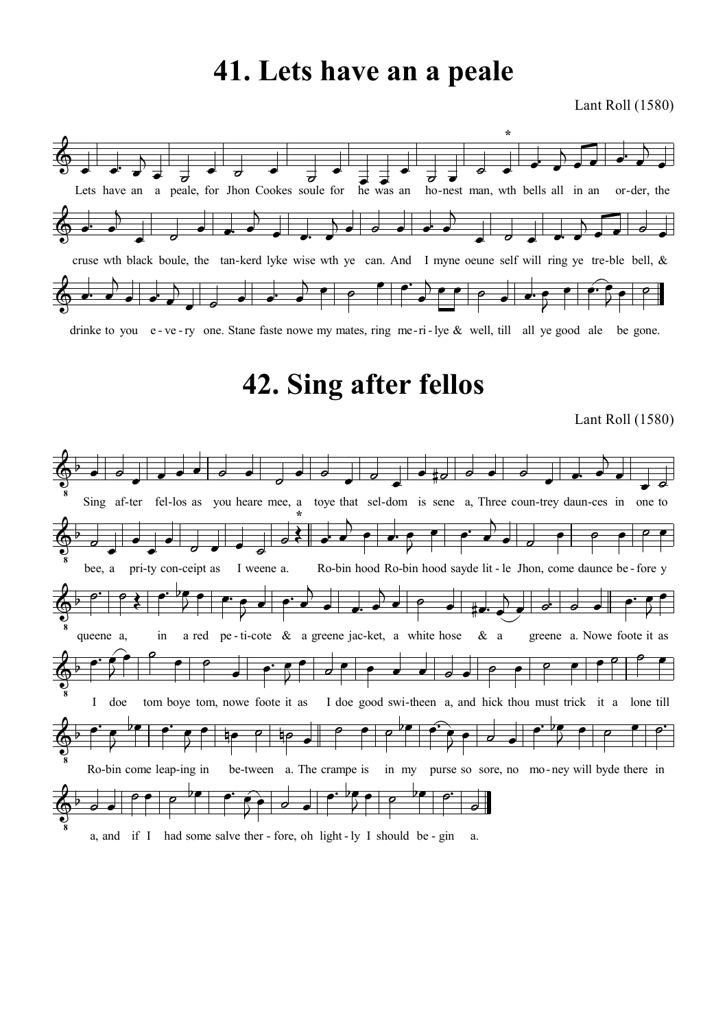# 41. Lets have an a peale

Lant Roll (1580)

Lets have an a peale, for Jhon Cookes soule for he was an ho-nest man, wth bells all in an or-der, the cruse wth black boule, the tan-kerd lyke wise wth ye can. And I myne oeune self will ring ye tre-ble bell, & drinke to you e-ve-ry one. Stane faste nowe my mates, ring me-ri-lye & well, till all ye good ale be gone.

# 42. Sing after fellos

Lant Roll (1580)

Sing af-ter fel-los as you heare mee, a toye that sel-dom is sene a, Three coun-trey daun-ces in one to bee, a pri-ty con-ceipt as I weene a. Ro-bin hood Ro-bin hood sayde lit-le Jhon, come daunce be-fore y queene a, in a red pe-ti-cote & a greene jac-ket, a white hose & a greene a. Nowe foote it as I doe tom boye tom, nowe foote it as I doe good swi-theen a, and hick thou must trick it a lone till Ro-bin come leap-ing in be-tween a. The crampe is in my purse so sore, no mo-ney will byde there in a, and if I had some salve ther-fore, oh light-ly I should be-gin a.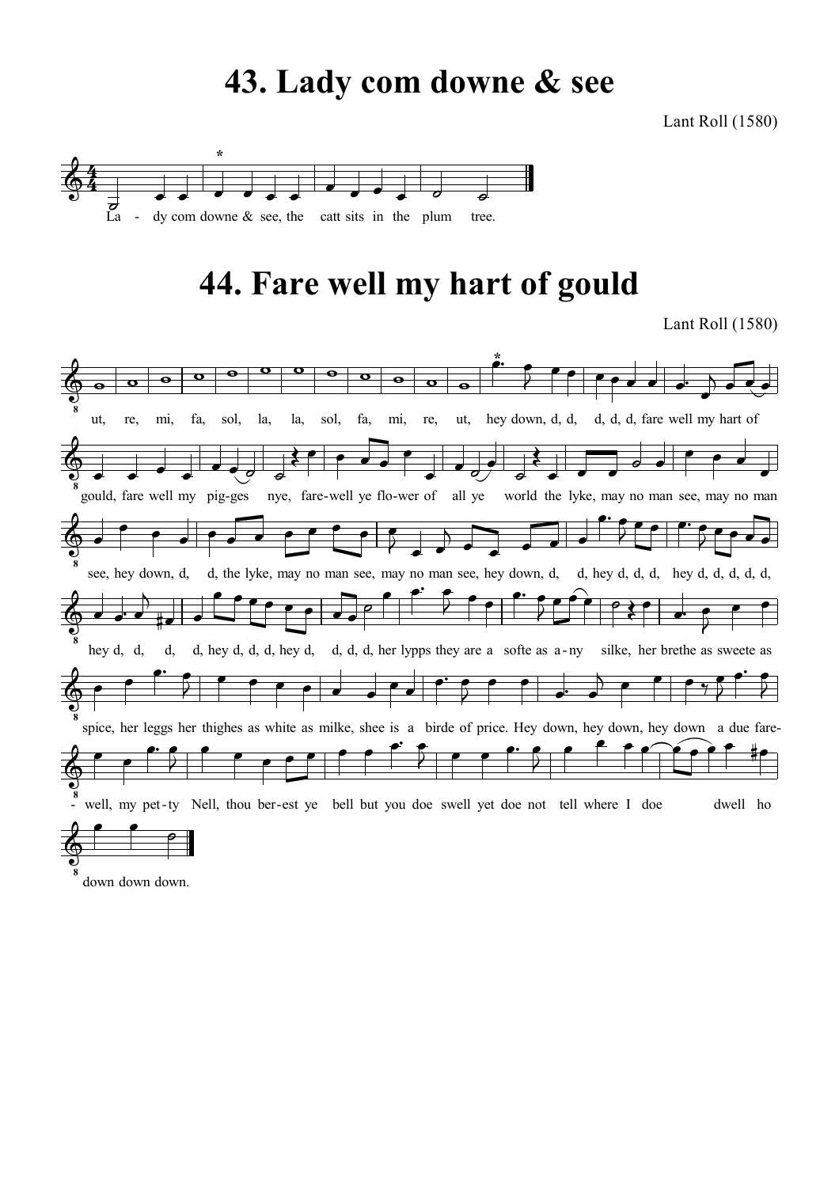# 43. Lady com downe & see

Lant Roll (1580)

La - dy com downe & see, the catt sits in the plum tree.

# 44. Fare well my hart of gould

Lant Roll (1580)

ut, re, mi, fa, sol, la, la, sol, fa, mi, re, ut, hey down, d, d, d, d, d, fare well my hart of gould, fare well my pig-ges nye, fare-well ye flo-wer of all ye world the lyke, may no man see, may no man see, hey down, d, d, the lyke, may no man see, may no man see, hey down, d, d, hey d, d, d, hey d, d, d, d, d, hey d, d, d, d, hey d, d, d, hey d, d, d, d, her lypps they are a softe as a-ny silke, her brethe as sweete as spice, her leggs her thighes as white as milke, shee is a birde of price. Hey down, hey down, hey down a due fare-well, my pet-ty Nell, thou ber-est ye bell but you doe swell yet doe not tell where I doe dwell ho down down down.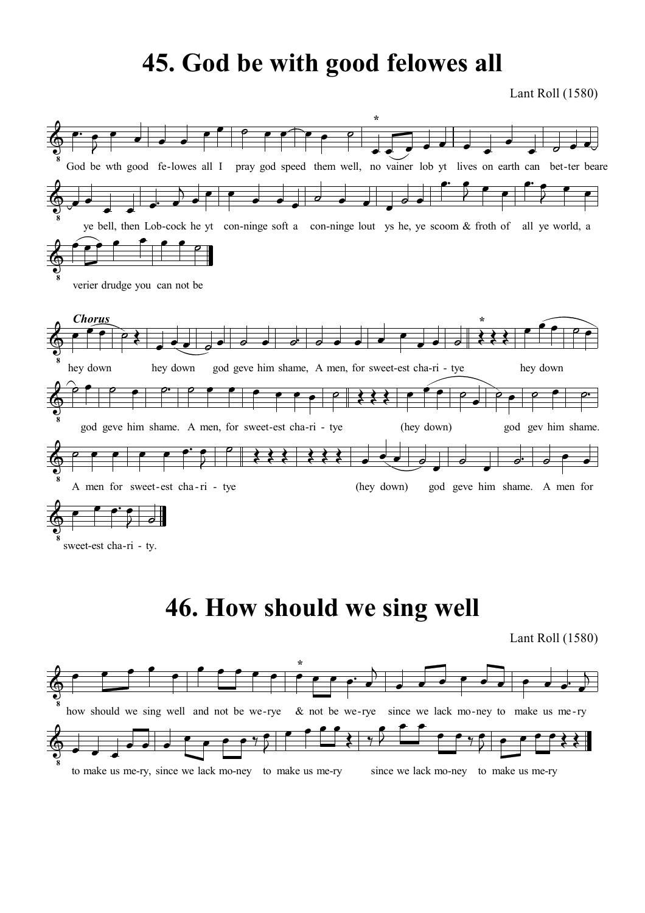# 45. God be with good felowes all

Lant Roll (1580)

God be wth good fe-lowes all I pray god speed them well, no vainer lob yt lives on earth can bet-ter beare ye bell, then Lob-cock he yt con-ninge soft a con-ninge lout ys he, ye scoom & froth of all ye world, a verier drudge you can not be

*Chorus*

hey down hey down god geve him shame, A men, for sweet-est cha-ri - tye hey down god geve him shame. A men, for sweet-est cha-ri - tye (hey down) god gev him shame. A men for sweet-est cha-ri - tye (hey down) god geve him shame. A men for sweet-est cha-ri - ty.

# 46. How should we sing well

Lant Roll (1580)

how should we sing well and not be we-rye & not be we-rye since we lack mo-ney to make us me-ry to make us me-ry, since we lack mo-ney to make us me-ry since we lack mo-ney to make us me-ry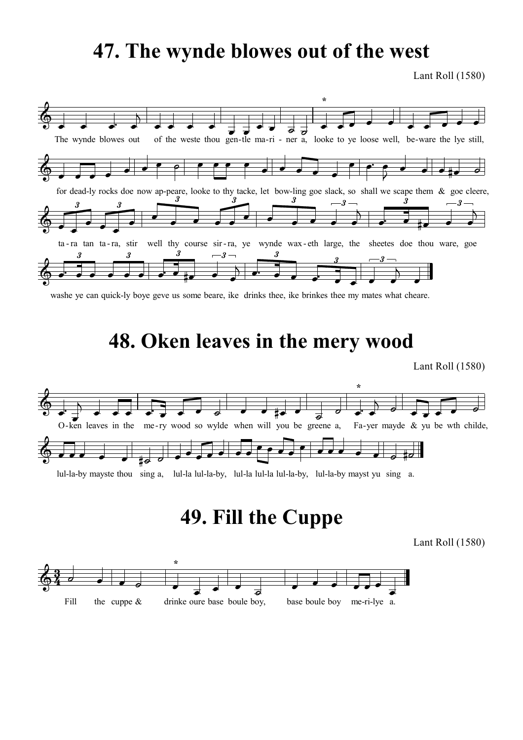# 47. The wynde blowes out of the west

Lant Roll (1580)

The wynde blowes out of the weste thou gen-tle ma-ri - ner a, looke to ye loose well, be-ware the lye still,

for dead-ly rocks doe now ap-peare, looke to thy tacke, let bow-ling goe slack, so shall we scape them & goe cleere,

ta - ra tan ta - ra, stir well thy course sir - ra, ye wynde wax - eth large, the sheetes doe thou ware, goe

washe ye can quick-ly boye geve us some beare, ike drinks thee, ike brinkes thee my mates what cheare.

# 48. Oken leaves in the mery wood

Lant Roll (1580)

O-ken leaves in the me-ry wood so wylde when will you be greene a, Fa-yer mayde & yu be wth childe,

lul-la-by mayste thou sing a, lul-la lul-la-by, lul-la lul-la lul-la-by, lul-la-by mayst yu sing a.

# 49. Fill the Cuppe

Lant Roll (1580)

Fill the cuppe & drinke oure base boule boy, base boule boy me-ri-lye a.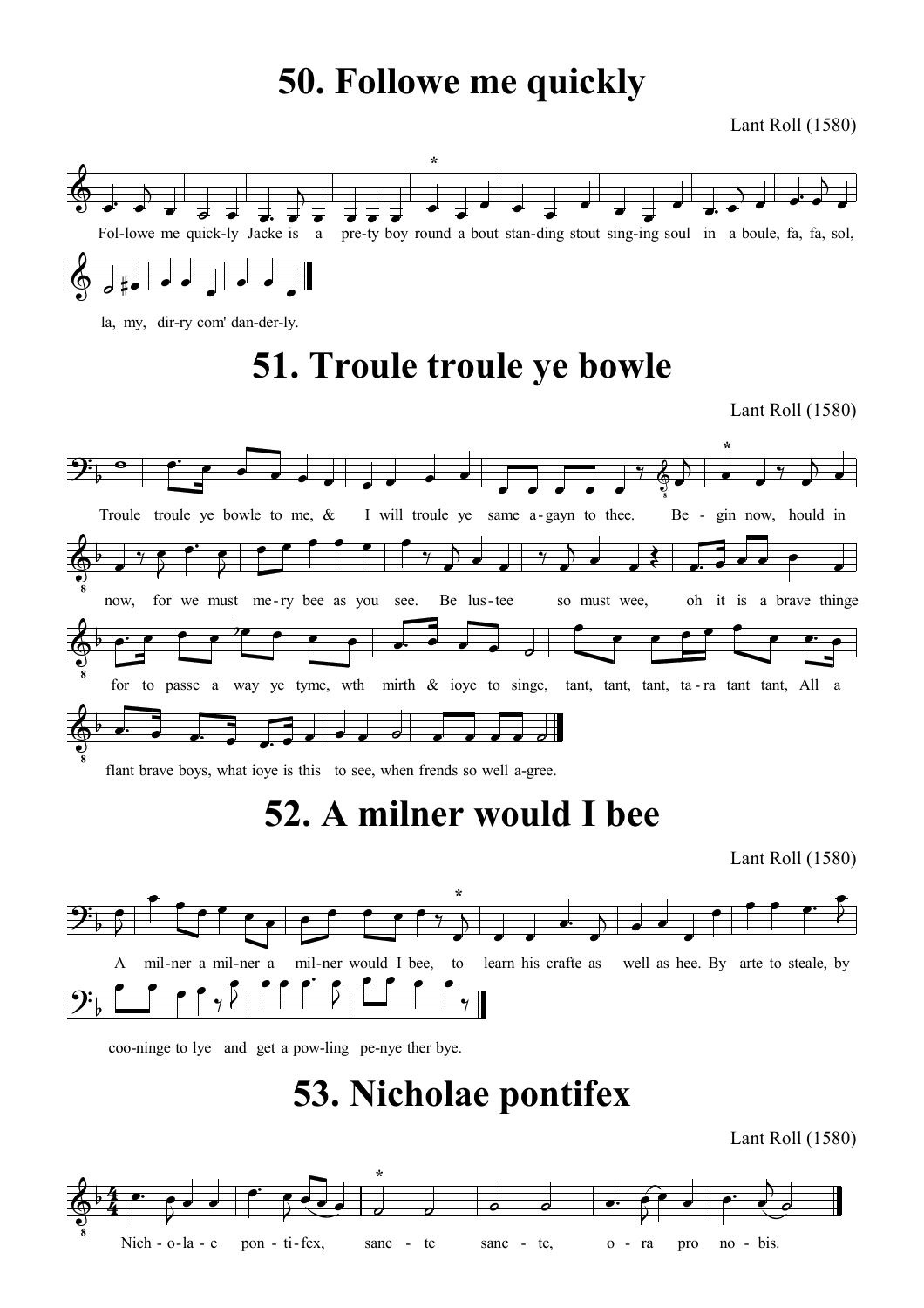# 50. Followe me quickly

Lant Roll (1580)

Fol-lowe me quick-ly Jacke is a pre-ty boy round a bout stan-ding stout sing-ing soul in a boule, fa, fa, sol, la, my, dir-ry com' dan-der-ly.

# 51. Troule troule ye bowle

Lant Roll (1580)

Troule troule ye bowle to me, & I will troule ye same a-gayn to thee. Be - gin now, hould in now, for we must me-ry bee as you see. Be lus-tee so must wee, oh it is a brave thinge for to passe a way ye tyme, wth mirth & ioye to singe, tant, tant, tant, ta-ra tant tant, All a flant brave boys, what ioye is this to see, when frends so well a-gree.

# 52. A milner would I bee

Lant Roll (1580)

A mil-ner a mil-ner a mil-ner would I bee, to learn his crafte as well as hee. By arte to steale, by coo-ninge to lye and get a pow-ling pe-nye ther bye.

# 53. Nicholae pontifex

Lant Roll (1580)

Nich - o-la - e pon - ti-fex, sanc - te sanc - te, o - ra pro no - bis.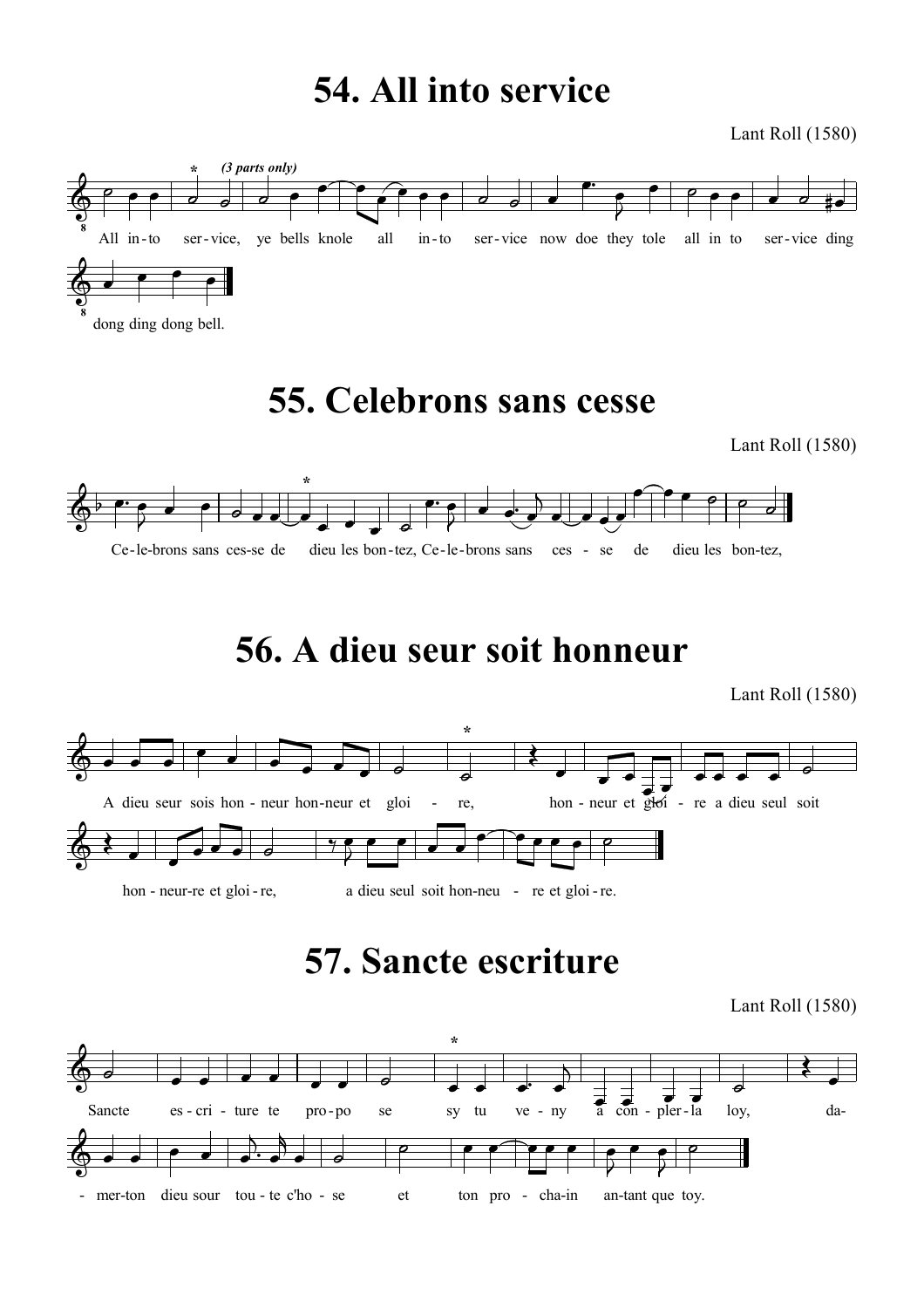# 54. All into service

Lant Roll (1580)

*(3 parts only)*

All in-to ser-vice, ye bells knole all in-to ser-vice now doe they tole all in to ser-vice ding dong ding dong bell.

# 55. Celebrons sans cesse

Lant Roll (1580)

Ce-le-brons sans ces-se de dieu les bon-tez, Ce-le-brons sans ces - se de dieu les bon-tez,

# 56. A dieu seur soit honneur

Lant Roll (1580)

A dieu seur sois hon - neur hon-neur et gloi - re, hon - neur et gloi - re a dieu seul soit hon - neur-re et gloi - re, a dieu seul soit hon-neu - re et gloi - re.

# 57. Sancte escriture

Lant Roll (1580)

Sancte es - cri - ture te pro-po se sy tu ve - ny a con - pler-la loy, da- - mer-ton dieu sour tou - te c'ho - se et ton pro - cha-in an-tant que toy.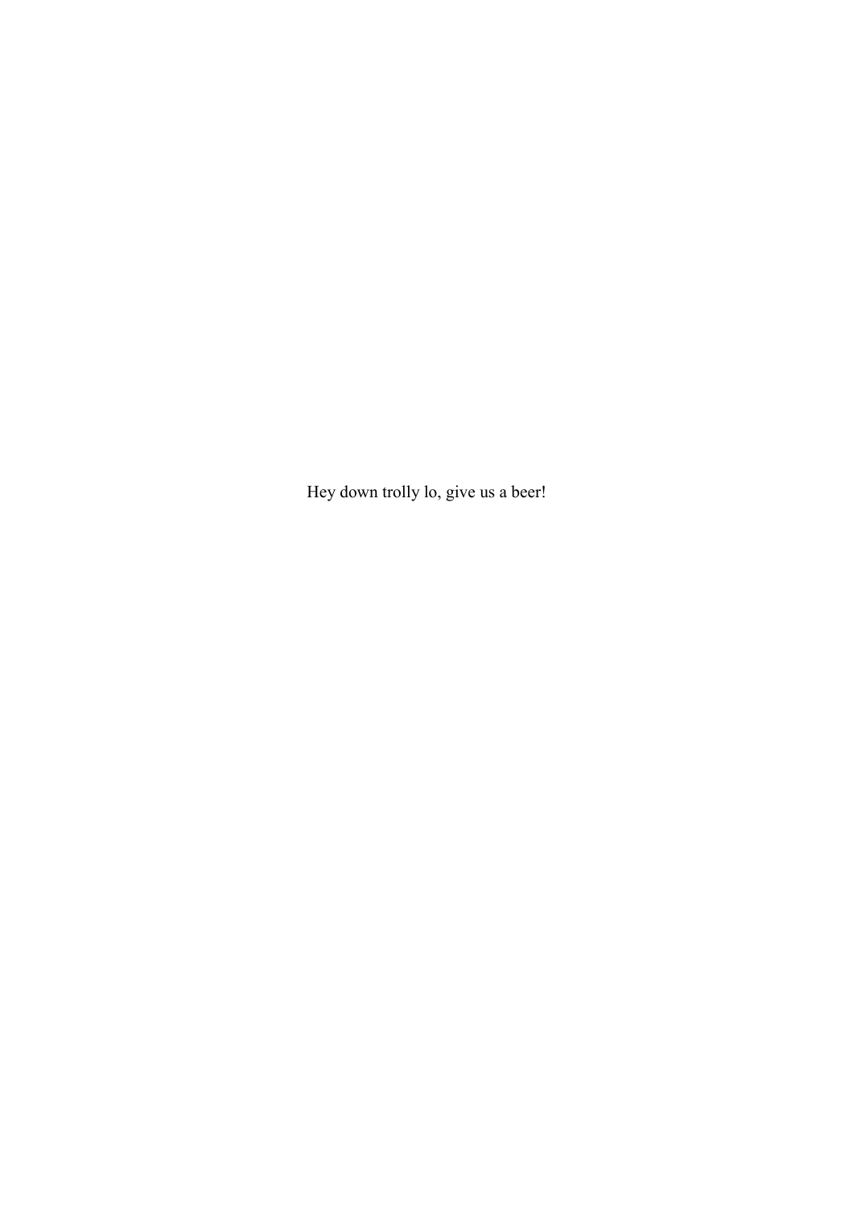Hey down trolly lo, give us a beer!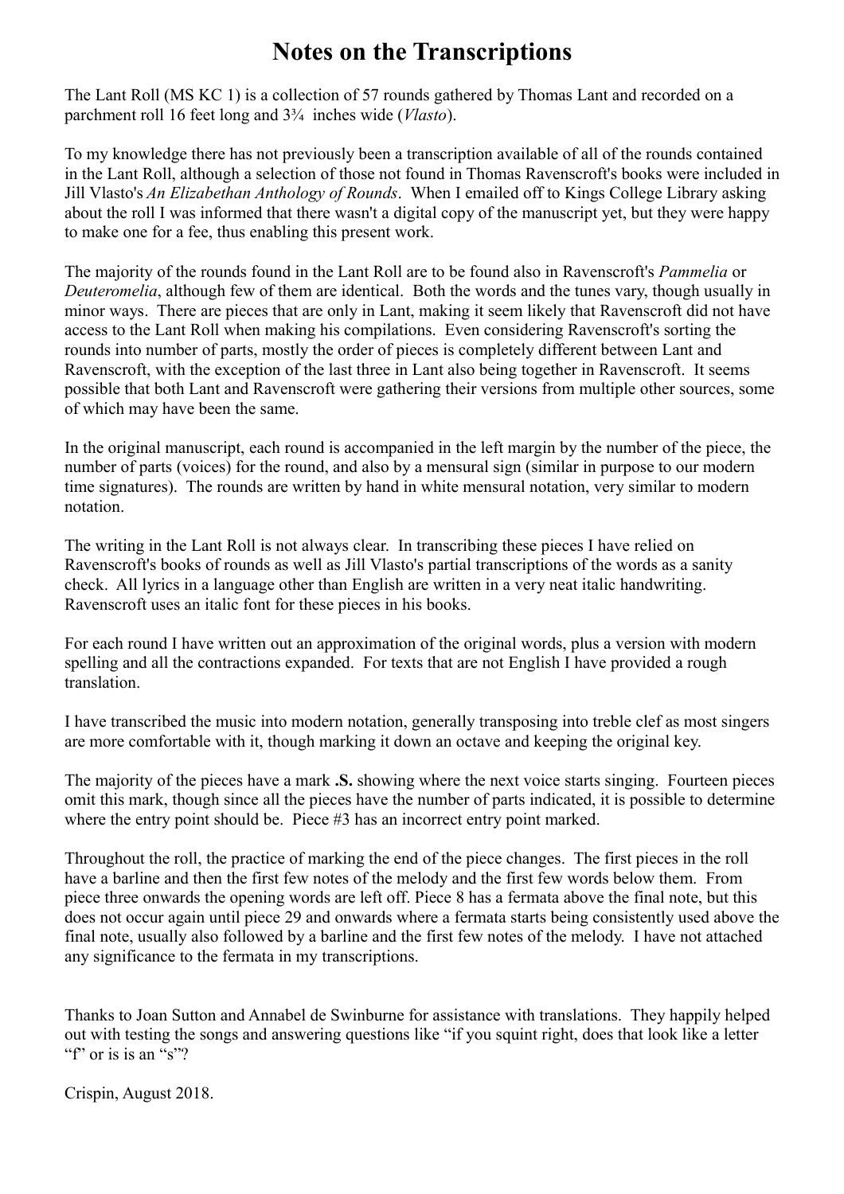# Notes on the Transcriptions

The Lant Roll (MS KC 1) is a collection of 57 rounds gathered by Thomas Lant and recorded on a parchment roll 16 feet long and 3¾ inches wide (*Vlasto*).

To my knowledge there has not previously been a transcription available of all of the rounds contained in the Lant Roll, although a selection of those not found in Thomas Ravenscroft's books were included in Jill Vlasto's *An Elizabethan Anthology of Rounds*. When I emailed off to Kings College Library asking about the roll I was informed that there wasn't a digital copy of the manuscript yet, but they were happy to make one for a fee, thus enabling this present work.

The majority of the rounds found in the Lant Roll are to be found also in Ravenscroft's *Pammelia* or *Deuteromelia*, although few of them are identical. Both the words and the tunes vary, though usually in minor ways. There are pieces that are only in Lant, making it seem likely that Ravenscroft did not have access to the Lant Roll when making his compilations. Even considering Ravenscroft's sorting the rounds into number of parts, mostly the order of pieces is completely different between Lant and Ravenscroft, with the exception of the last three in Lant also being together in Ravenscroft. It seems possible that both Lant and Ravenscroft were gathering their versions from multiple other sources, some of which may have been the same.

In the original manuscript, each round is accompanied in the left margin by the number of the piece, the number of parts (voices) for the round, and also by a mensural sign (similar in purpose to our modern time signatures). The rounds are written by hand in white mensural notation, very similar to modern notation.

The writing in the Lant Roll is not always clear. In transcribing these pieces I have relied on Ravenscroft's books of rounds as well as Jill Vlasto's partial transcriptions of the words as a sanity check. All lyrics in a language other than English are written in a very neat italic handwriting. Ravenscroft uses an italic font for these pieces in his books.

For each round I have written out an approximation of the original words, plus a version with modern spelling and all the contractions expanded. For texts that are not English I have provided a rough translation.

I have transcribed the music into modern notation, generally transposing into treble clef as most singers are more comfortable with it, though marking it down an octave and keeping the original key.

The majority of the pieces have a mark **.S.** showing where the next voice starts singing. Fourteen pieces omit this mark, though since all the pieces have the number of parts indicated, it is possible to determine where the entry point should be. Piece #3 has an incorrect entry point marked.

Throughout the roll, the practice of marking the end of the piece changes. The first pieces in the roll have a barline and then the first few notes of the melody and the first few words below them. From piece three onwards the opening words are left off. Piece 8 has a fermata above the final note, but this does not occur again until piece 29 and onwards where a fermata starts being consistently used above the final note, usually also followed by a barline and the first few notes of the melody. I have not attached any significance to the fermata in my transcriptions.

Thanks to Joan Sutton and Annabel de Swinburne for assistance with translations. They happily helped out with testing the songs and answering questions like "if you squint right, does that look like a letter "f" or is is an "s"?

Crispin, August 2018.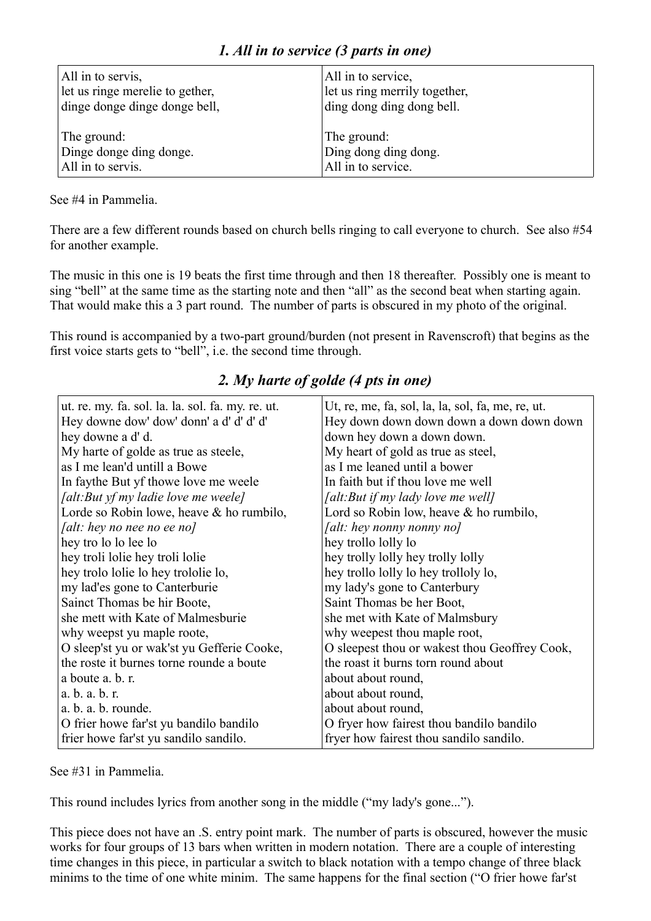### *1. All in to service (3 parts in one)*

| All in to servis,<br>let us ringe merelie to gether,<br>dinge donge dinge donge bell,<br><br>The ground:<br>Dinge donge ding donge.<br>All in to servis. | All in to service,<br>let us ring merrily together,<br>ding dong ding dong bell.<br><br>The ground:<br>Ding dong ding dong.<br>All in to service. |
|---|---|

See #4 in Pammelia.

There are a few different rounds based on church bells ringing to call everyone to church. See also #54 for another example.

The music in this one is 19 beats the first time through and then 18 thereafter. Possibly one is meant to sing "bell" at the same time as the starting note and then "all" as the second beat when starting again. That would make this a 3 part round. The number of parts is obscured in my photo of the original.

This round is accompanied by a two-part ground/burden (not present in Ravenscroft) that begins as the first voice starts gets to "bell", i.e. the second time through.

### *2. My harte of golde (4 pts in one)*

| ut. re. my. fa. sol. la. la. sol. fa. my. re. ut.<br>Hey downe dow' dow' donn' a d' d' d' d'<br>hey downe a d' d.<br>My harte of golde as true as steele,<br>as I me lean'd untill a Bowe<br>In faythe But yf thowe love me weele<br>*[alt:But yf my ladie love me weele]*<br>Lorde so Robin lowe, heave & ho rumbilo,<br>*[alt: hey no nee no ee no]*<br>hey tro lo lo lee lo<br>hey troli lolie hey troli lolie<br>hey trolo lolie lo hey trololie lo,<br>my lad'es gone to Canterburie<br>Sainct Thomas be hir Boote,<br>she mett with Kate of Malmesburie<br>why weepst yu maple roote,<br>O sleep'st yu or wak'st yu Gefferie Cooke,<br>the roste it burnes torne rounde a boute<br>a boute a. b. r.<br>a. b. a. b. r.<br>a. b. a. b. rounde.<br>O frier howe far'st yu bandilo bandilo<br>frier howe far'st yu sandilo sandilo. | Ut, re, me, fa, sol, la, la, sol, fa, me, re, ut.<br>Hey down down down down a down down down<br>down hey down a down down.<br>My heart of gold as true as steel,<br>as I me leaned until a bower<br>In faith but if thou love me well<br>*[alt:But if my lady love me well]*<br>Lord so Robin low, heave & ho rumbilo,<br>*[alt: hey nonny nonny no]*<br>hey trollo lolly lo<br>hey trolly lolly hey trolly lolly<br>hey trollo lolly lo hey trolloly lo,<br>my lady's gone to Canterbury<br>Saint Thomas be her Boot,<br>she met with Kate of Malmsbury<br>why weepest thou maple root,<br>O sleepest thou or wakest thou Geoffrey Cook,<br>the roast it burns torn round about<br>about about round,<br>about about round,<br>about about round,<br>O fryer how fairest thou bandilo bandilo<br>fryer how fairest thou sandilo sandilo. |
|---|---|

See #31 in Pammelia.

This round includes lyrics from another song in the middle ("my lady's gone...").

This piece does not have an .S. entry point mark. The number of parts is obscured, however the music works for four groups of 13 bars when written in modern notation. There are a couple of interesting time changes in this piece, in particular a switch to black notation with a tempo change of three black minims to the time of one white minim. The same happens for the final section ("O frier howe far'st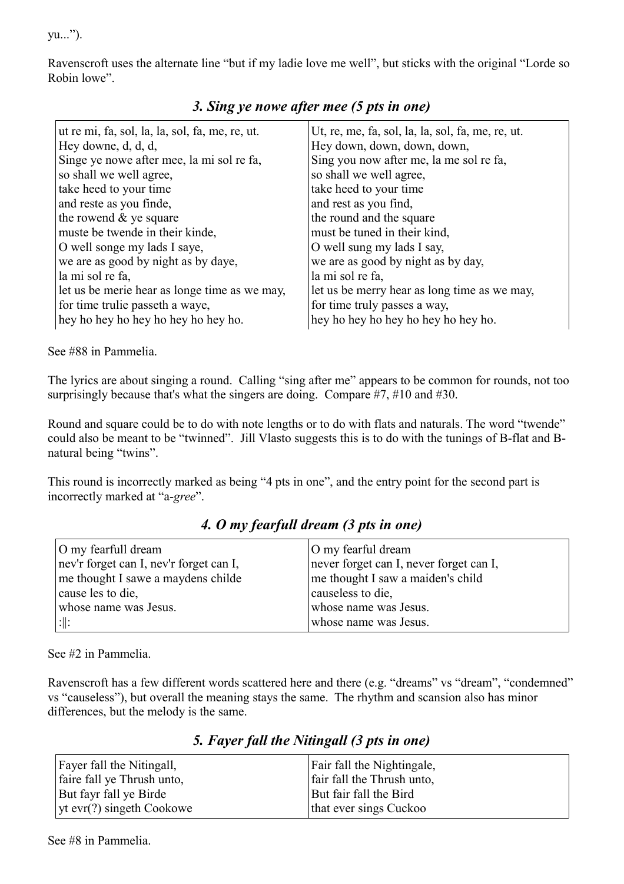yu...").

Ravenscroft uses the alternate line "but if my ladie love me well", but sticks with the original "Lorde so Robin lowe".

### *3. Sing ye nowe after mee (5 pts in one)*

| | |
|---|---|
| ut re mi, fa, sol, la, la, sol, fa, me, re, ut.<br>Hey downe, d, d, d,<br>Singe ye nowe after mee, la mi sol re fa,<br>so shall we well agree,<br>take heed to your time<br>and reste as you finde,<br>the rowend & ye square<br>muste be twende in their kinde,<br>O well songe my lads I saye,<br>we are as good by night as by daye,<br>la mi sol re fa,<br>let us be merie hear as longe time as we may,<br>for time trulie passeth a waye,<br>hey ho hey ho hey ho hey ho hey ho. | Ut, re, me, fa, sol, la, la, sol, fa, me, re, ut.<br>Hey down, down, down, down,<br>Sing you now after me, la me sol re fa,<br>so shall we well agree,<br>take heed to your time<br>and rest as you find,<br>the round and the square<br>must be tuned in their kind,<br>O well sung my lads I say,<br>we are as good by night as by day,<br>la mi sol re fa,<br>let us be merry hear as long time as we may,<br>for time truly passes a way,<br>hey ho hey ho hey ho hey ho hey ho. |

See #88 in Pammelia.

The lyrics are about singing a round. Calling "sing after me" appears to be common for rounds, not too surprisingly because that's what the singers are doing. Compare #7, #10 and #30.

Round and square could be to do with note lengths or to do with flats and naturals. The word "twende" could also be meant to be "twinned". Jill Vlasto suggests this is to do with the tunings of B-flat and B-natural being "twins".

This round is incorrectly marked as being "4 pts in one", and the entry point for the second part is incorrectly marked at "a-*gree*".

### *4. O my fearfull dream (3 pts in one)*

| | |
|---|---|
| O my fearfull dream<br>nev'r forget can I, nev'r forget can I,<br>me thought I sawe a maydens childe<br>cause les to die,<br>whose name was Jesus.<br>:\|\|: | O my fearful dream<br>never forget can I, never forget can I,<br>me thought I saw a maiden's child<br>causeless to die,<br>whose name was Jesus.<br>whose name was Jesus. |

See #2 in Pammelia.

Ravenscroft has a few different words scattered here and there (e.g. "dreams" vs "dream", "condemned" vs "causeless"), but overall the meaning stays the same. The rhythm and scansion also has minor differences, but the melody is the same.

### *5. Fayer fall the Nitingall (3 pts in one)*

| | |
|---|---|
| Fayer fall the Nitingall,<br>faire fall ye Thrush unto,<br>But fayr fall ye Birde<br>yt evr(?) singeth Cookowe | Fair fall the Nightingale,<br>fair fall the Thrush unto,<br>But fair fall the Bird<br>that ever sings Cuckoo |

See #8 in Pammelia.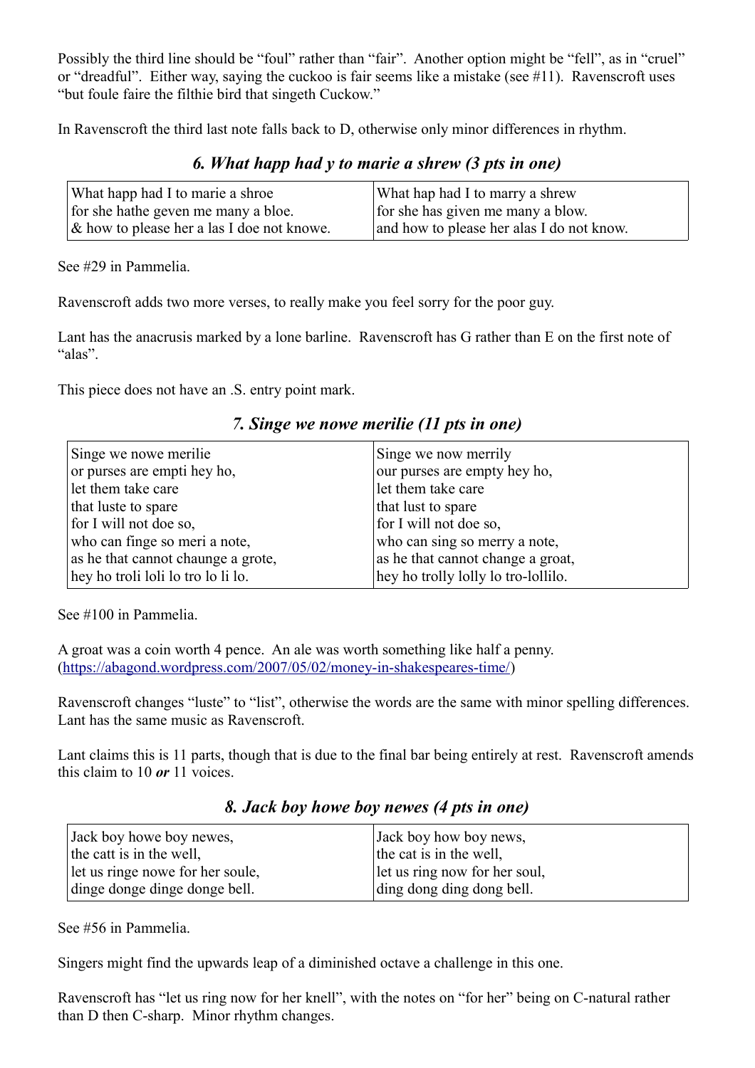Possibly the third line should be "foul" rather than "fair". Another option might be "fell", as in "cruel" or "dreadful". Either way, saying the cuckoo is fair seems like a mistake (see #11). Ravenscroft uses "but foule faire the filthie bird that singeth Cuckow."

In Ravenscroft the third last note falls back to D, otherwise only minor differences in rhythm.

### *6. What happ had y to marie a shrew (3 pts in one)*

| | |
|---|---|
| What happ had I to marie a shroe<br>for she hathe geven me many a bloe.<br>& how to please her a las I doe not knowe. | What hap had I to marry a shrew<br>for she has given me many a blow.<br>and how to please her alas I do not know. |

See #29 in Pammelia.

Ravenscroft adds two more verses, to really make you feel sorry for the poor guy.

Lant has the anacrusis marked by a lone barline. Ravenscroft has G rather than E on the first note of "alas".

This piece does not have an .S. entry point mark.

### *7. Singe we nowe merilie (11 pts in one)*

| | |
|---|---|
| Singe we nowe merilie<br>or purses are empti hey ho,<br>let them take care<br>that luste to spare<br>for I will not doe so,<br>who can finge so meri a note,<br>as he that cannot chaunge a grote,<br>hey ho troli loli lo tro lo li lo. | Singe we now merrily<br>our purses are empty hey ho,<br>let them take care<br>that lust to spare<br>for I will not doe so,<br>who can sing so merry a note,<br>as he that cannot change a groat,<br>hey ho trolly lolly lo tro-lollilo. |

See #100 in Pammelia.

A groat was a coin worth 4 pence. An ale was worth something like half a penny. (https://abagond.wordpress.com/2007/05/02/money-in-shakespeares-time/)

Ravenscroft changes "luste" to "list", otherwise the words are the same with minor spelling differences. Lant has the same music as Ravenscroft.

Lant claims this is 11 parts, though that is due to the final bar being entirely at rest. Ravenscroft amends this claim to 10 ***or*** 11 voices.

### *8. Jack boy howe boy newes (4 pts in one)*

| | |
|---|---|
| Jack boy howe boy newes,<br>the catt is in the well,<br>let us ringe nowe for her soule,<br>dinge donge dinge donge bell. | Jack boy how boy news,<br>the cat is in the well,<br>let us ring now for her soul,<br>ding dong ding dong bell. |

See #56 in Pammelia.

Singers might find the upwards leap of a diminished octave a challenge in this one.

Ravenscroft has "let us ring now for her knell", with the notes on "for her" being on C-natural rather than D then C-sharp. Minor rhythm changes.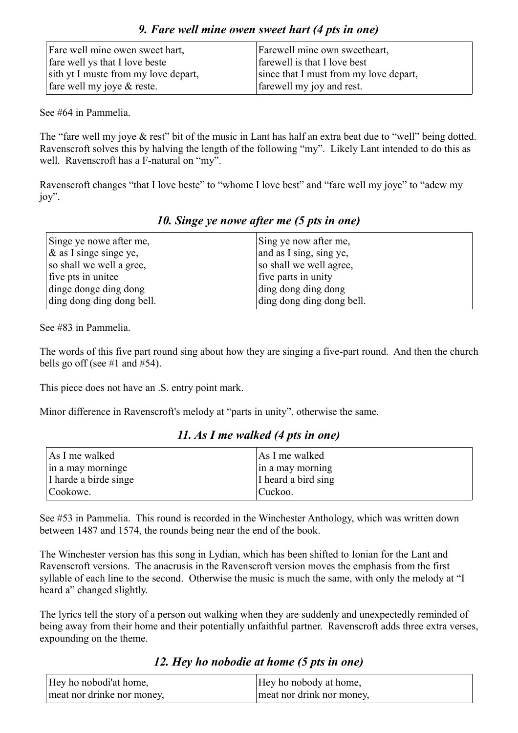### *9. Fare well mine owen sweet hart (4 pts in one)*

| Fare well mine owen sweet hart, fare well ys that I love beste sith yt I muste from my love depart, fare well my joye & reste. | Farewell mine own sweetheart, farewell is that I love best since that I must from my love depart, farewell my joy and rest. |
|---|---|

See #64 in Pammelia.

The "fare well my joye & rest" bit of the music in Lant has half an extra beat due to "well" being dotted. Ravenscroft solves this by halving the length of the following "my". Likely Lant intended to do this as well. Ravenscroft has a F-natural on "my".

Ravenscroft changes "that I love beste" to "whome I love best" and "fare well my joye" to "adew my joy".

### *10. Singe ye nowe after me (5 pts in one)*

| Singe ye nowe after me, & as I singe singe ye, so shall we well a gree, five pts in unitee dinge donge ding dong ding dong ding dong bell. | Sing ye now after me, and as I sing, sing ye, so shall we well agree, five parts in unity ding dong ding dong ding dong ding dong bell. |
|---|---|

See #83 in Pammelia.

The words of this five part round sing about how they are singing a five-part round. And then the church bells go off (see #1 and #54).

This piece does not have an .S. entry point mark.

Minor difference in Ravenscroft's melody at "parts in unity", otherwise the same.

### *11. As I me walked (4 pts in one)*

| As I me walked in a may morninge I harde a birde singe Cookowe. | As I me walked in a may morning I heard a bird sing Cuckoo. |
|---|---|

See #53 in Pammelia. This round is recorded in the Winchester Anthology, which was written down between 1487 and 1574, the rounds being near the end of the book.

The Winchester version has this song in Lydian, which has been shifted to Ionian for the Lant and Ravenscroft versions. The anacrusis in the Ravenscroft version moves the emphasis from the first syllable of each line to the second. Otherwise the music is much the same, with only the melody at "I heard a" changed slightly.

The lyrics tell the story of a person out walking when they are suddenly and unexpectedly reminded of being away from their home and their potentially unfaithful partner. Ravenscroft adds three extra verses, expounding on the theme.

### *12. Hey ho nobodie at home (5 pts in one)*

| Hey ho nobodi'at home, meat nor drinke nor money, | Hey ho nobody at home, meat nor drink nor money, |
|---|---|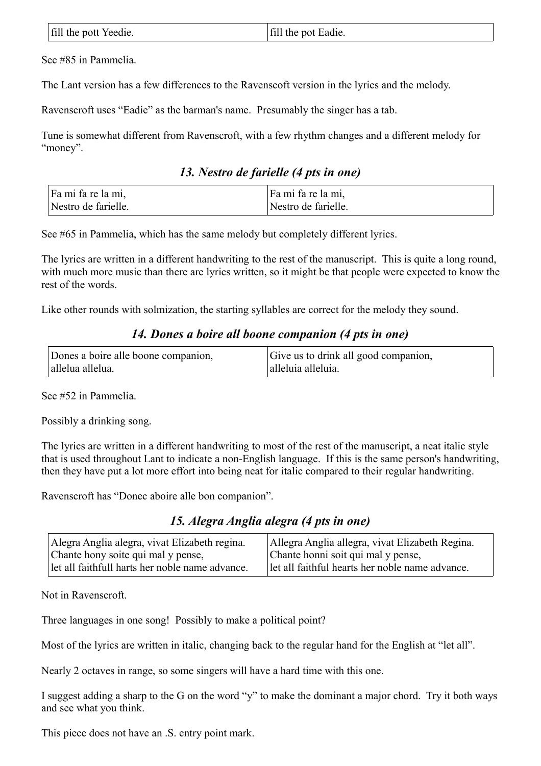| fill the pott Yeedie. | fill the pot Eadie. |
|---|---|

See #85 in Pammelia.

The Lant version has a few differences to the Ravenscoft version in the lyrics and the melody.

Ravenscroft uses “Eadie” as the barman's name. Presumably the singer has a tab.

Tune is somewhat different from Ravenscroft, with a few rhythm changes and a different melody for “money”.

### *13. Nestro de farielle (4 pts in one)*

| Fa mi fa re la mi,<br>Nestro de farielle. | Fa mi fa re la mi,<br>Nestro de farielle. |
|---|---|

See #65 in Pammelia, which has the same melody but completely different lyrics.

The lyrics are written in a different handwriting to the rest of the manuscript. This is quite a long round, with much more music than there are lyrics written, so it might be that people were expected to know the rest of the words.

Like other rounds with solmization, the starting syllables are correct for the melody they sound.

### *14. Dones a boire all boone companion (4 pts in one)*

| Dones a boire alle boone companion,<br>allelua allelua. | Give us to drink all good companion,<br>alleluia alleluia. |
|---|---|

See #52 in Pammelia.

Possibly a drinking song.

The lyrics are written in a different handwriting to most of the rest of the manuscript, a neat italic style that is used throughout Lant to indicate a non-English language. If this is the same person's handwriting, then they have put a lot more effort into being neat for italic compared to their regular handwriting.

Ravenscroft has “Donec aboire alle bon companion”.

### *15. Alegra Anglia alegra (4 pts in one)*

| Alegra Anglia alegra, vivat Elizabeth regina.<br>Chante hony soite qui mal y pense,<br>let all faithfull harts her noble name advance. | Allegra Anglia allegra, vivat Elizabeth Regina.<br>Chante honni soit qui mal y pense,<br>let all faithful hearts her noble name advance. |
|---|---|

Not in Ravenscroft.

Three languages in one song! Possibly to make a political point?

Most of the lyrics are written in italic, changing back to the regular hand for the English at “let all”.

Nearly 2 octaves in range, so some singers will have a hard time with this one.

I suggest adding a sharp to the G on the word “y” to make the dominant a major chord. Try it both ways and see what you think.

This piece does not have an .S. entry point mark.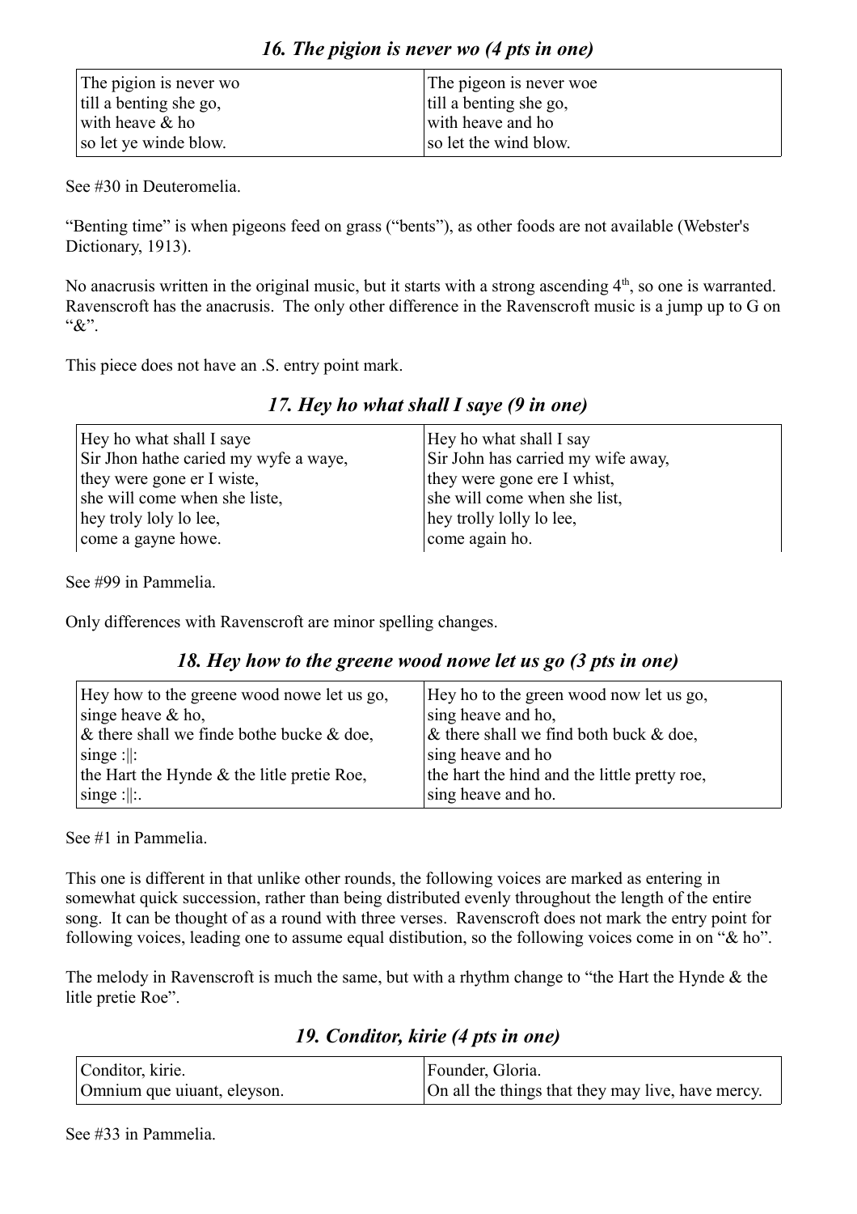### *16. The pigion is never wo (4 pts in one)*

| The pigion is never wo<br>till a benting she go,<br>with heave & ho<br>so let ye winde blow. | The pigeon is never woe<br>till a benting she go,<br>with heave and ho<br>so let the wind blow. |
|---|---|

See #30 in Deuteromelia.

"Benting time" is when pigeons feed on grass ("bents"), as other foods are not available (Webster's Dictionary, 1913).

No anacrusis written in the original music, but it starts with a strong ascending 4th, so one is warranted. Ravenscroft has the anacrusis. The only other difference in the Ravenscroft music is a jump up to G on "&".

This piece does not have an .S. entry point mark.

### *17. Hey ho what shall I saye (9 in one)*

| Hey ho what shall I saye<br>Sir Jhon hathe caried my wyfe a waye,<br>they were gone er I wiste,<br>she will come when she liste,<br>hey troly loly lo lee,<br>come a gayne howe. | Hey ho what shall I say<br>Sir John has carried my wife away,<br>they were gone ere I whist,<br>she will come when she list,<br>hey trolly lolly lo lee,<br>come again ho. |
|---|---|

See #99 in Pammelia.

Only differences with Ravenscroft are minor spelling changes.

### *18. Hey how to the greene wood nowe let us go (3 pts in one)*

| Hey how to the greene wood nowe let us go,<br>singe heave & ho,<br>& there shall we finde bothe bucke & doe,<br>singe :\|\|:<br>the Hart the Hynde & the litle pretie Roe,<br>singe :\|\|:. | Hey ho to the green wood now let us go,<br>sing heave and ho,<br>& there shall we find both buck & doe,<br>sing heave and ho<br>the hart the hind and the little pretty roe,<br>sing heave and ho. |
|---|---|

See #1 in Pammelia.

This one is different in that unlike other rounds, the following voices are marked as entering in somewhat quick succession, rather than being distributed evenly throughout the length of the entire song. It can be thought of as a round with three verses. Ravenscroft does not mark the entry point for following voices, leading one to assume equal distibution, so the following voices come in on "& ho".

The melody in Ravenscroft is much the same, but with a rhythm change to "the Hart the Hynde & the litle pretie Roe".

### *19. Conditor, kirie (4 pts in one)*

| Conditor, kirie.<br>Omnium que uiuant, eleyson. | Founder, Gloria.<br>On all the things that they may live, have mercy. |
|---|---|

See #33 in Pammelia.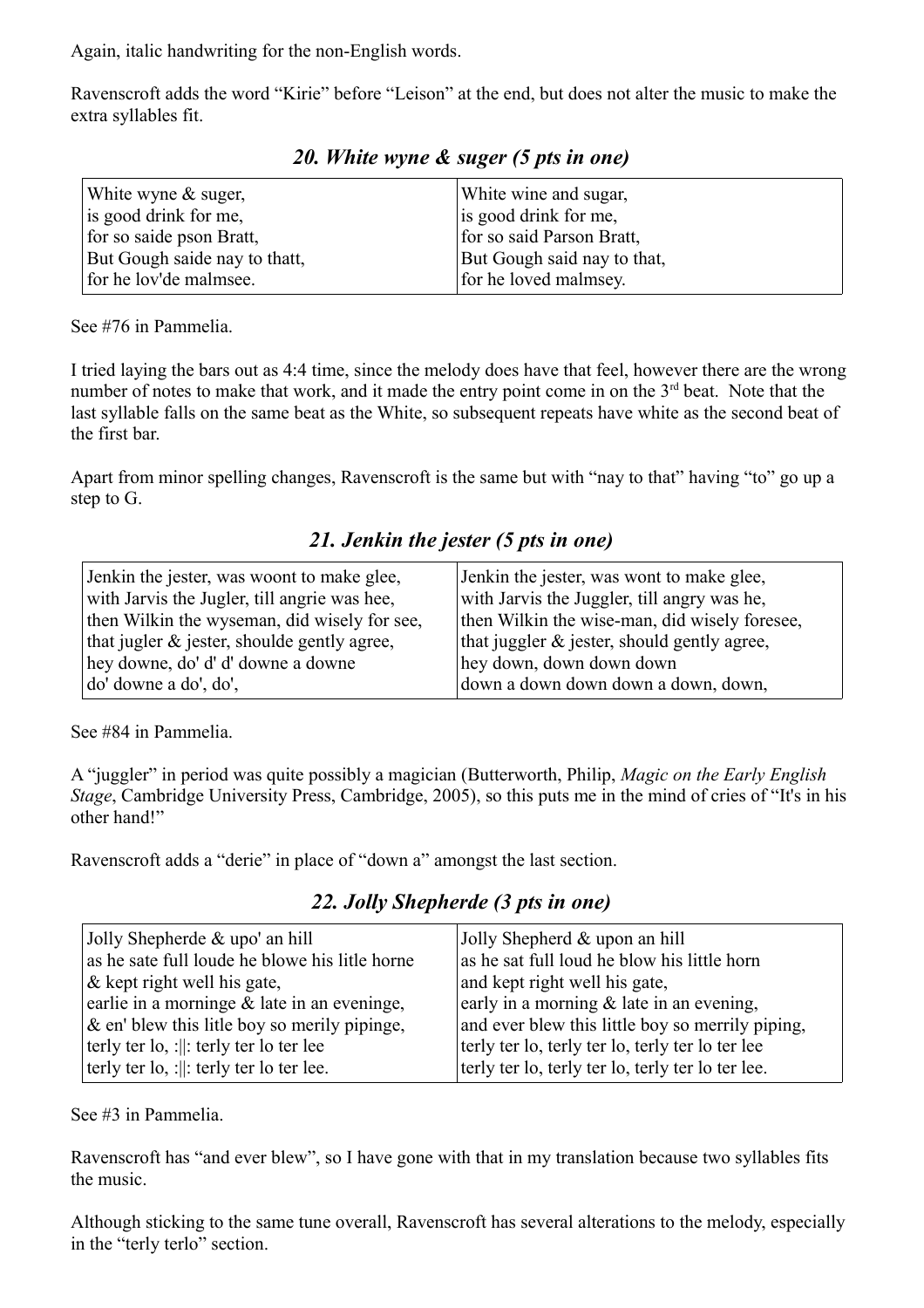Again, italic handwriting for the non-English words.

Ravenscroft adds the word "Kirie" before "Leison" at the end, but does not alter the music to make the extra syllables fit.

## *20. White wyne & suger (5 pts in one)*

| White wyne & suger,<br>is good drink for me,<br>for so saide pson Bratt,<br>But Gough saide nay to thatt,<br>for he lov'de malmsee. | White wine and sugar,<br>is good drink for me,<br>for so said Parson Bratt,<br>But Gough said nay to that,<br>for he loved malmsey. |
|---|---|

See #76 in Pammelia.

I tried laying the bars out as 4:4 time, since the melody does have that feel, however there are the wrong number of notes to make that work, and it made the entry point come in on the 3rd beat. Note that the last syllable falls on the same beat as the White, so subsequent repeats have white as the second beat of the first bar.

Apart from minor spelling changes, Ravenscroft is the same but with "nay to that" having "to" go up a step to G.

## *21. Jenkin the jester (5 pts in one)*

| Jenkin the jester, was woont to make glee,<br>with Jarvis the Jugler, till angrie was hee,<br>then Wilkin the wyseman, did wisely for see,<br>that jugler & jester, shoulde gently agree,<br>hey downe, do' d' d' downe a downe<br>do' downe a do', do', | Jenkin the jester, was wont to make glee,<br>with Jarvis the Juggler, till angry was he,<br>then Wilkin the wise-man, did wisely foresee,<br>that juggler & jester, should gently agree,<br>hey down, down down down<br>down a down down down a down, down, |
|---|---|

See #84 in Pammelia.

A "juggler" in period was quite possibly a magician (Butterworth, Philip, *Magic on the Early English Stage*, Cambridge University Press, Cambridge, 2005), so this puts me in the mind of cries of "It's in his other hand!"

Ravenscroft adds a "derie" in place of "down a" amongst the last section.

## *22. Jolly Shepherde (3 pts in one)*

| Jolly Shepherde & upo' an hill<br>as he sate full loude he blowe his litle horne<br>& kept right well his gate,<br>earlie in a morninge & late in an eveninge,<br>& en' blew this litle boy so merily pipinge,<br>terly ter lo, :‖: terly ter lo ter lee<br>terly ter lo, :‖: terly ter lo ter lee. | Jolly Shepherd & upon an hill<br>as he sat full loud he blow his little horn<br>and kept right well his gate,<br>early in a morning & late in an evening,<br>and ever blew this little boy so merrily piping,<br>terly ter lo, terly ter lo, terly ter lo ter lee<br>terly ter lo, terly ter lo, terly ter lo ter lee. |
|---|---|

See #3 in Pammelia.

Ravenscroft has "and ever blew", so I have gone with that in my translation because two syllables fits the music.

Although sticking to the same tune overall, Ravenscroft has several alterations to the melody, especially in the "terly terlo" section.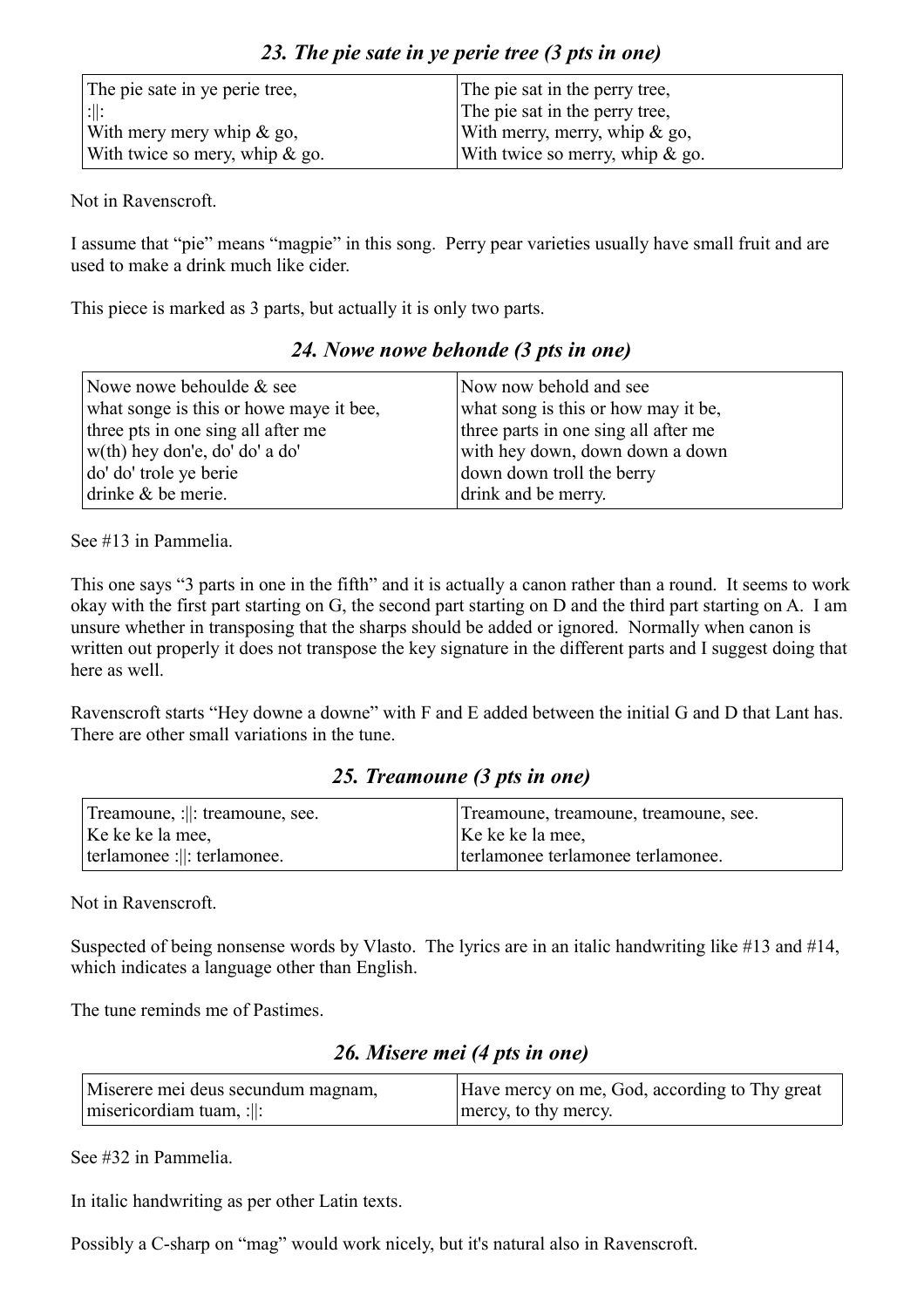### *23. The pie sate in ye perie tree (3 pts in one)*

| The pie sate in ye perie tree,<br>:‖:<br>With mery mery whip & go,<br>With twice so mery, whip & go. | The pie sat in the perry tree,<br>The pie sat in the perry tree,<br>With merry, merry, whip & go,<br>With twice so merry, whip & go. |
|---|---|

Not in Ravenscroft.

I assume that "pie" means "magpie" in this song. Perry pear varieties usually have small fruit and are used to make a drink much like cider.

This piece is marked as 3 parts, but actually it is only two parts.

### *24. Nowe nowe behonde (3 pts in one)*

| Nowe nowe behoulde & see<br>what songe is this or howe maye it bee,<br>three pts in one sing all after me<br>w(th) hey don'e, do' do' a do'<br>do' do' trole ye berie<br>drinke & be merie. | Now now behold and see<br>what song is this or how may it be,<br>three parts in one sing all after me<br>with hey down, down down a down<br>down down troll the berry<br>drink and be merry. |
|---|---|

See #13 in Pammelia.

This one says "3 parts in one in the fifth" and it is actually a canon rather than a round. It seems to work okay with the first part starting on G, the second part starting on D and the third part starting on A. I am unsure whether in transposing that the sharps should be added or ignored. Normally when canon is written out properly it does not transpose the key signature in the different parts and I suggest doing that here as well.

Ravenscroft starts "Hey downe a downe" with F and E added between the initial G and D that Lant has. There are other small variations in the tune.

### *25. Treamoune (3 pts in one)*

| Treamoune, :‖: treamoune, see.<br>Ke ke ke la mee,<br>terlamonee :‖: terlamonee. | Treamoune, treamoune, treamoune, see.<br>Ke ke ke la mee,<br>terlamonee terlamonee terlamonee. |
|---|---|

Not in Ravenscroft.

Suspected of being nonsense words by Vlasto. The lyrics are in an italic handwriting like #13 and #14, which indicates a language other than English.

The tune reminds me of Pastimes.

### *26. Misere mei (4 pts in one)*

| Miserere mei deus secundum magnam,<br>misericordiam tuam, :‖: | Have mercy on me, God, according to Thy great mercy, to thy mercy. |
|---|---|

See #32 in Pammelia.

In italic handwriting as per other Latin texts.

Possibly a C-sharp on "mag" would work nicely, but it's natural also in Ravenscroft.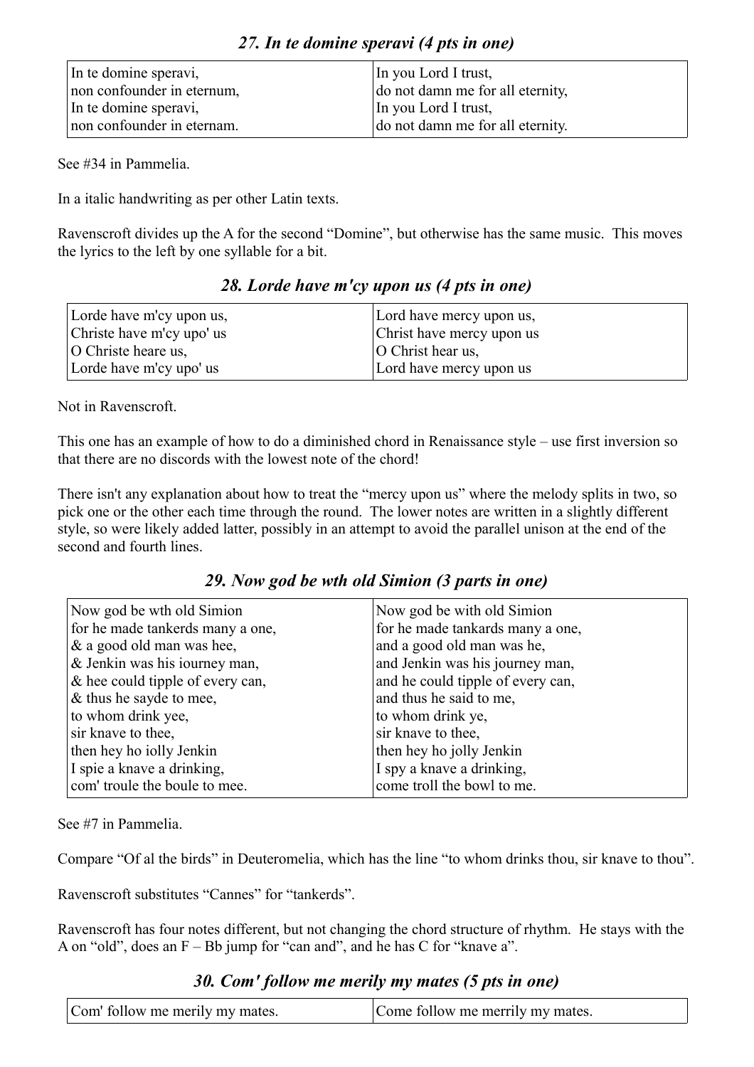### *27. In te domine speravi (4 pts in one)*

| In te domine speravi,<br>non confounder in eternum,<br>In te domine speravi,<br>non confounder in eternam. | In you Lord I trust,<br>do not damn me for all eternity,<br>In you Lord I trust,<br>do not damn me for all eternity. |
|---|---|

See #34 in Pammelia.

In a italic handwriting as per other Latin texts.

Ravenscroft divides up the A for the second "Domine", but otherwise has the same music. This moves the lyrics to the left by one syllable for a bit.

### *28. Lorde have m'cy upon us (4 pts in one)*

| Lorde have m'cy upon us,<br>Christe have m'cy upo' us<br>O Christe heare us,<br>Lorde have m'cy upo' us | Lord have mercy upon us,<br>Christ have mercy upon us<br>O Christ hear us,<br>Lord have mercy upon us |
|---|---|

Not in Ravenscroft.

This one has an example of how to do a diminished chord in Renaissance style – use first inversion so that there are no discords with the lowest note of the chord!

There isn't any explanation about how to treat the "mercy upon us" where the melody splits in two, so pick one or the other each time through the round. The lower notes are written in a slightly different style, so were likely added latter, possibly in an attempt to avoid the parallel unison at the end of the second and fourth lines.

### *29. Now god be wth old Simion (3 parts in one)*

| Now god be wth old Simion<br>for he made tankerds many a one,<br>& a good old man was hee,<br>& Jenkin was his iourney man,<br>& hee could tipple of every can,<br>& thus he sayde to mee,<br>to whom drink yee,<br>sir knave to thee,<br>then hey ho iolly Jenkin<br>I spie a knave a drinking,<br>com' troule the boule to mee. | Now god be with old Simion<br>for he made tankards many a one,<br>and a good old man was he,<br>and Jenkin was his journey man,<br>and he could tipple of every can,<br>and thus he said to me,<br>to whom drink ye,<br>sir knave to thee,<br>then hey ho jolly Jenkin<br>I spy a knave a drinking,<br>come troll the bowl to me. |
|---|---|

See #7 in Pammelia.

Compare "Of al the birds" in Deuteromelia, which has the line "to whom drinks thou, sir knave to thou".

Ravenscroft substitutes "Cannes" for "tankerds".

Ravenscroft has four notes different, but not changing the chord structure of rhythm. He stays with the A on "old", does an F – Bb jump for "can and", and he has C for "knave a".

### *30. Com' follow me merily my mates (5 pts in one)*

| Com' follow me merily my mates. | Come follow me merrily my mates. |
|---|---|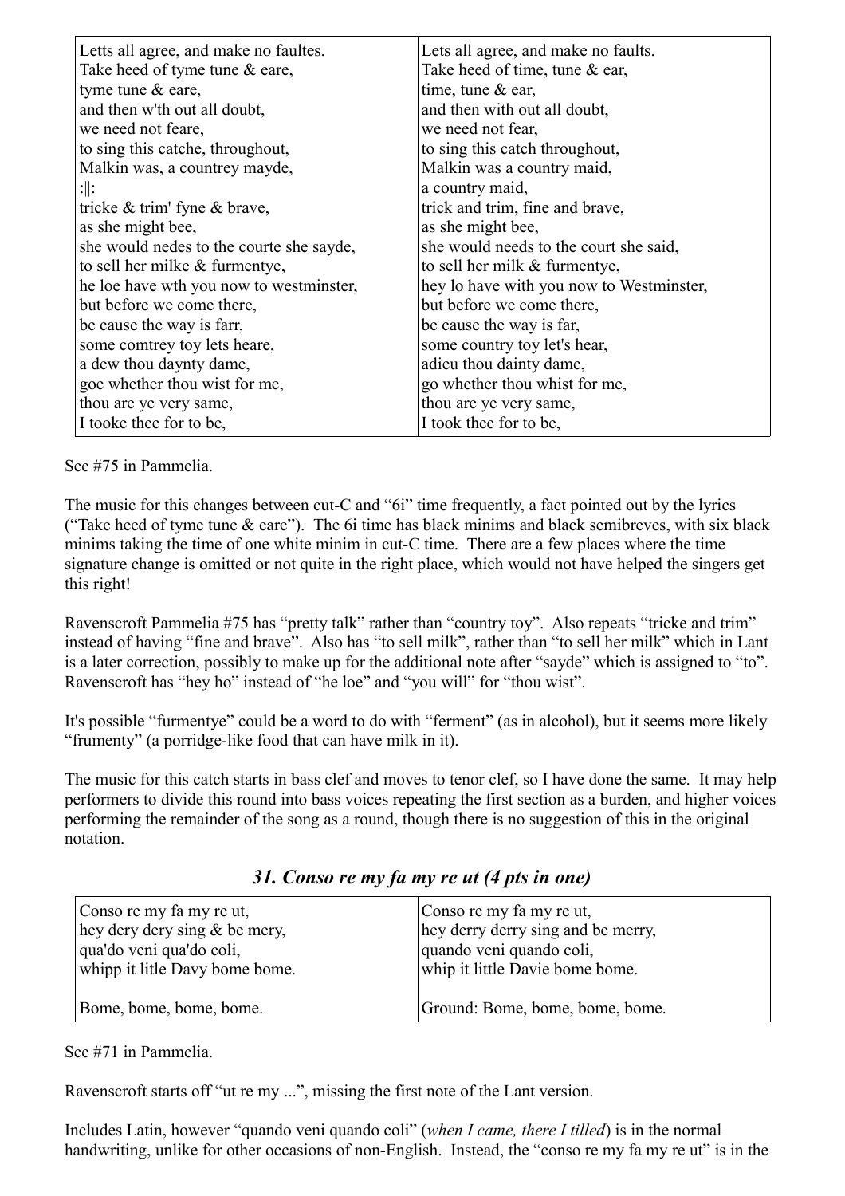| Letts all agree, and make no faultes. | Lets all agree, and make no faults. |
|---|---|
| Take heed of tyme tune & eare, | Take heed of time, tune & ear, |
| tyme tune & eare, | time, tune & ear, |
| and then w'th out all doubt, | and then with out all doubt, |
| we need not feare, | we need not fear, |
| to sing this catche, throughout, | to sing this catch throughout, |
| Malkin was, a countrey mayde, | Malkin was a country maid, |
| :‖: | a country maid, |
| tricke & trim' fyne & brave, | trick and trim, fine and brave, |
| as she might bee, | as she might bee, |
| she would nedes to the courte she sayde, | she would needs to the court she said, |
| to sell her milke & furmentye, | to sell her milk & furmentye, |
| he loe have wth you now to westminster, | hey lo have with you now to Westminster, |
| but before we come there, | but before we come there, |
| be cause the way is farr, | be cause the way is far, |
| some comtrey toy lets heare, | some country toy let's hear, |
| a dew thou daynty dame, | adieu thou dainty dame, |
| goe whether thou wist for me, | go whether thou whist for me, |
| thou are ye very same, | thou are ye very same, |
| I tooke thee for to be, | I took thee for to be, |

See #75 in Pammelia.

The music for this changes between cut-C and "6i" time frequently, a fact pointed out by the lyrics ("Take heed of tyme tune & eare"). The 6i time has black minims and black semibreves, with six black minims taking the time of one white minim in cut-C time. There are a few places where the time signature change is omitted or not quite in the right place, which would not have helped the singers get this right!

Ravenscroft Pammelia #75 has "pretty talk" rather than "country toy". Also repeats "tricke and trim" instead of having "fine and brave". Also has "to sell milk", rather than "to sell her milk" which in Lant is a later correction, possibly to make up for the additional note after "sayde" which is assigned to "to". Ravenscroft has "hey ho" instead of "he loe" and "you will" for "thou wist".

It's possible "furmentye" could be a word to do with "ferment" (as in alcohol), but it seems more likely "frumenty" (a porridge-like food that can have milk in it).

The music for this catch starts in bass clef and moves to tenor clef, so I have done the same. It may help performers to divide this round into bass voices repeating the first section as a burden, and higher voices performing the remainder of the song as a round, though there is no suggestion of this in the original notation.

## *31. Conso re my fa my re ut (4 pts in one)*

| Conso re my fa my re ut, | Conso re my fa my re ut, |
|---|---|
| hey dery dery sing & be mery, | hey derry derry sing and be merry, |
| qua'do veni qua'do coli, | quando veni quando coli, |
| whipp it litle Davy bome bome. | whip it little Davie bome bome. |
| Bome, bome, bome, bome. | Ground: Bome, bome, bome, bome. |

See #71 in Pammelia.

Ravenscroft starts off "ut re my ...", missing the first note of the Lant version.

Includes Latin, however "quando veni quando coli" (*when I came, there I tilled*) is in the normal handwriting, unlike for other occasions of non-English. Instead, the "conso re my fa my re ut" is in the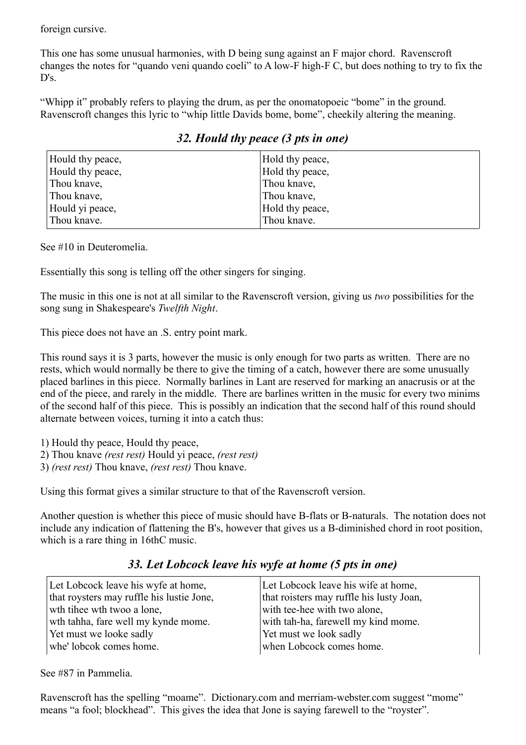foreign cursive.

This one has some unusual harmonies, with D being sung against an F major chord. Ravenscroft changes the notes for "quando veni quando coeli" to A low-F high-F C, but does nothing to try to fix the D's.

"Whipp it" probably refers to playing the drum, as per the onomatopoeic "bome" in the ground. Ravenscroft changes this lyric to "whip little Davids bome, bome", cheekily altering the meaning.

## *32. Hould thy peace (3 pts in one)*

| | |
|---|---|
| Hould thy peace,<br>Hould thy peace,<br>Thou knave,<br>Thou knave,<br>Hould yi peace,<br>Thou knave. | Hold thy peace,<br>Hold thy peace,<br>Thou knave,<br>Thou knave,<br>Hold thy peace,<br>Thou knave. |

See #10 in Deuteromelia.

Essentially this song is telling off the other singers for singing.

The music in this one is not at all similar to the Ravenscroft version, giving us *two* possibilities for the song sung in Shakespeare's *Twelfth Night*.

This piece does not have an .S. entry point mark.

This round says it is 3 parts, however the music is only enough for two parts as written. There are no rests, which would normally be there to give the timing of a catch, however there are some unusually placed barlines in this piece. Normally barlines in Lant are reserved for marking an anacrusis or at the end of the piece, and rarely in the middle. There are barlines written in the music for every two minims of the second half of this piece. This is possibly an indication that the second half of this round should alternate between voices, turning it into a catch thus:

1) Hould thy peace, Hould thy peace,
2) Thou knave *(rest rest)* Hould yi peace, *(rest rest)*
3) *(rest rest)* Thou knave, *(rest rest)* Thou knave.

Using this format gives a similar structure to that of the Ravenscroft version.

Another question is whether this piece of music should have B-flats or B-naturals. The notation does not include any indication of flattening the B's, however that gives us a B-diminished chord in root position, which is a rare thing in 16thC music.

## *33. Let Lobcock leave his wyfe at home (5 pts in one)*

| | |
|---|---|
| Let Lobcock leave his wyfe at home,<br>that roysters may ruffle his lustie Jone,<br>wth tihee wth twoo a lone,<br>wth tahha, fare well my kynde mome.<br>Yet must we looke sadly<br>whe' lobcok comes home. | Let Lobcock leave his wife at home,<br>that roisters may ruffle his lusty Joan,<br>with tee-hee with two alone,<br>with tah-ha, farewell my kind mome.<br>Yet must we look sadly<br>when Lobcock comes home. |

See #87 in Pammelia.

Ravenscroft has the spelling "moame". Dictionary.com and merriam-webster.com suggest "mome" means "a fool; blockhead". This gives the idea that Jone is saying farewell to the "royster".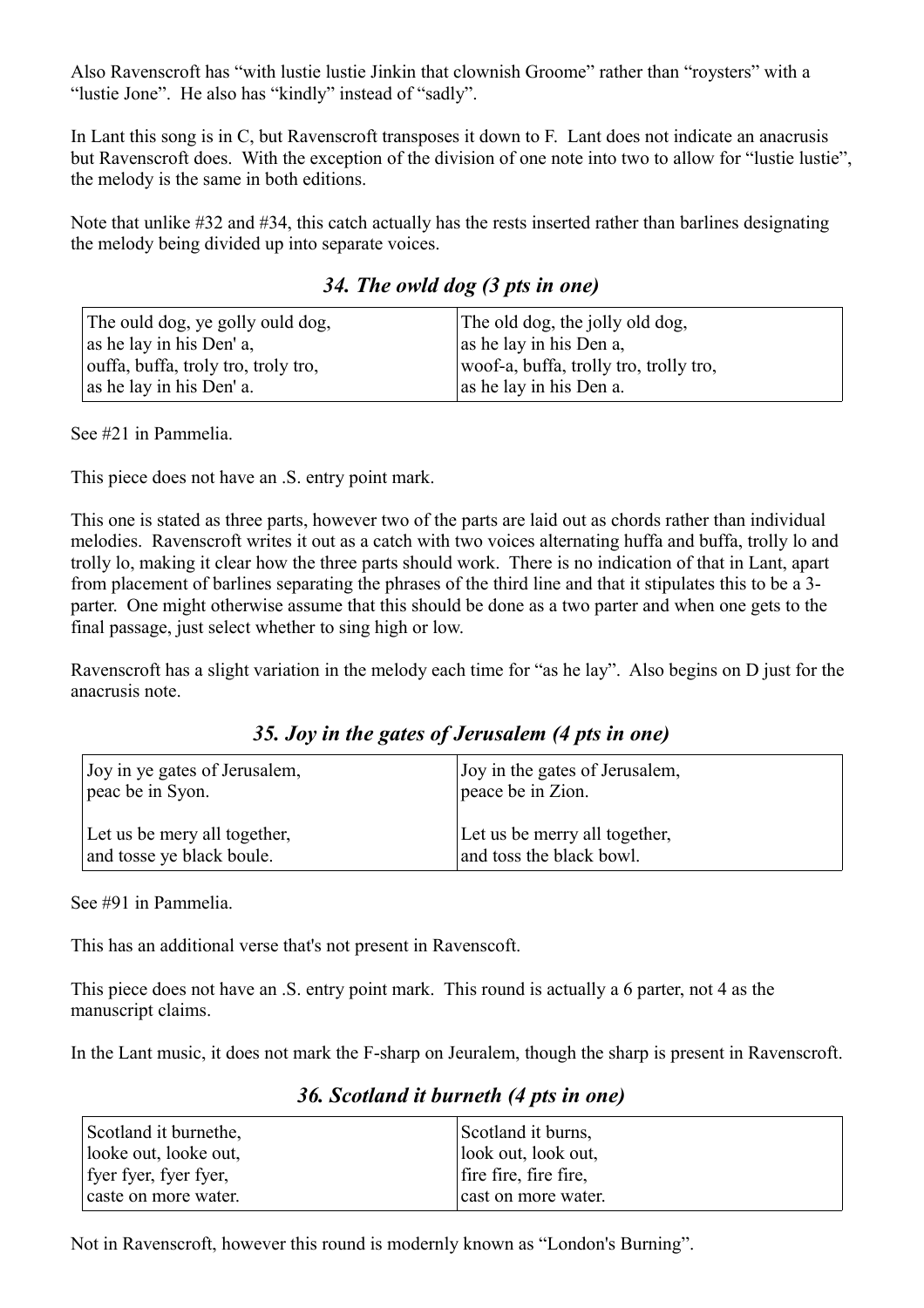Also Ravenscroft has "with lustie lustie Jinkin that clownish Groome" rather than "roysters" with a "lustie Jone". He also has "kindly" instead of "sadly".

In Lant this song is in C, but Ravenscroft transposes it down to F. Lant does not indicate an anacrusis but Ravenscroft does. With the exception of the division of one note into two to allow for "lustie lustie", the melody is the same in both editions.

Note that unlike #32 and #34, this catch actually has the rests inserted rather than barlines designating the melody being divided up into separate voices.

### *34. The owld dog (3 pts in one)*

| The ould dog, ye golly ould dog,<br>as he lay in his Den' a,<br>ouffa, buffa, troly tro, troly tro,<br>as he lay in his Den' a. | The old dog, the jolly old dog,<br>as he lay in his Den a,<br>woof-a, buffa, trolly tro, trolly tro,<br>as he lay in his Den a. |
|---|---|

See #21 in Pammelia.

This piece does not have an .S. entry point mark.

This one is stated as three parts, however two of the parts are laid out as chords rather than individual melodies. Ravenscroft writes it out as a catch with two voices alternating huffa and buffa, trolly lo and trolly lo, making it clear how the three parts should work. There is no indication of that in Lant, apart from placement of barlines separating the phrases of the third line and that it stipulates this to be a 3-parter. One might otherwise assume that this should be done as a two parter and when one gets to the final passage, just select whether to sing high or low.

Ravenscroft has a slight variation in the melody each time for "as he lay". Also begins on D just for the anacrusis note.

### *35. Joy in the gates of Jerusalem (4 pts in one)*

| Joy in ye gates of Jerusalem,<br>peac be in Syon.<br><br>Let us be mery all together,<br>and tosse ye black boule. | Joy in the gates of Jerusalem,<br>peace be in Zion.<br><br>Let us be merry all together,<br>and toss the black bowl. |
|---|---|

See #91 in Pammelia.

This has an additional verse that's not present in Ravenscoft.

This piece does not have an .S. entry point mark. This round is actually a 6 parter, not 4 as the manuscript claims.

In the Lant music, it does not mark the F-sharp on Jeuralem, though the sharp is present in Ravenscroft.

### *36. Scotland it burneth (4 pts in one)*

| Scotland it burnethe,<br>looke out, looke out,<br>fyer fyer, fyer fyer,<br>caste on more water. | Scotland it burns,<br>look out, look out,<br>fire fire, fire fire,<br>cast on more water. |
|---|---|

Not in Ravenscroft, however this round is modernly known as "London's Burning".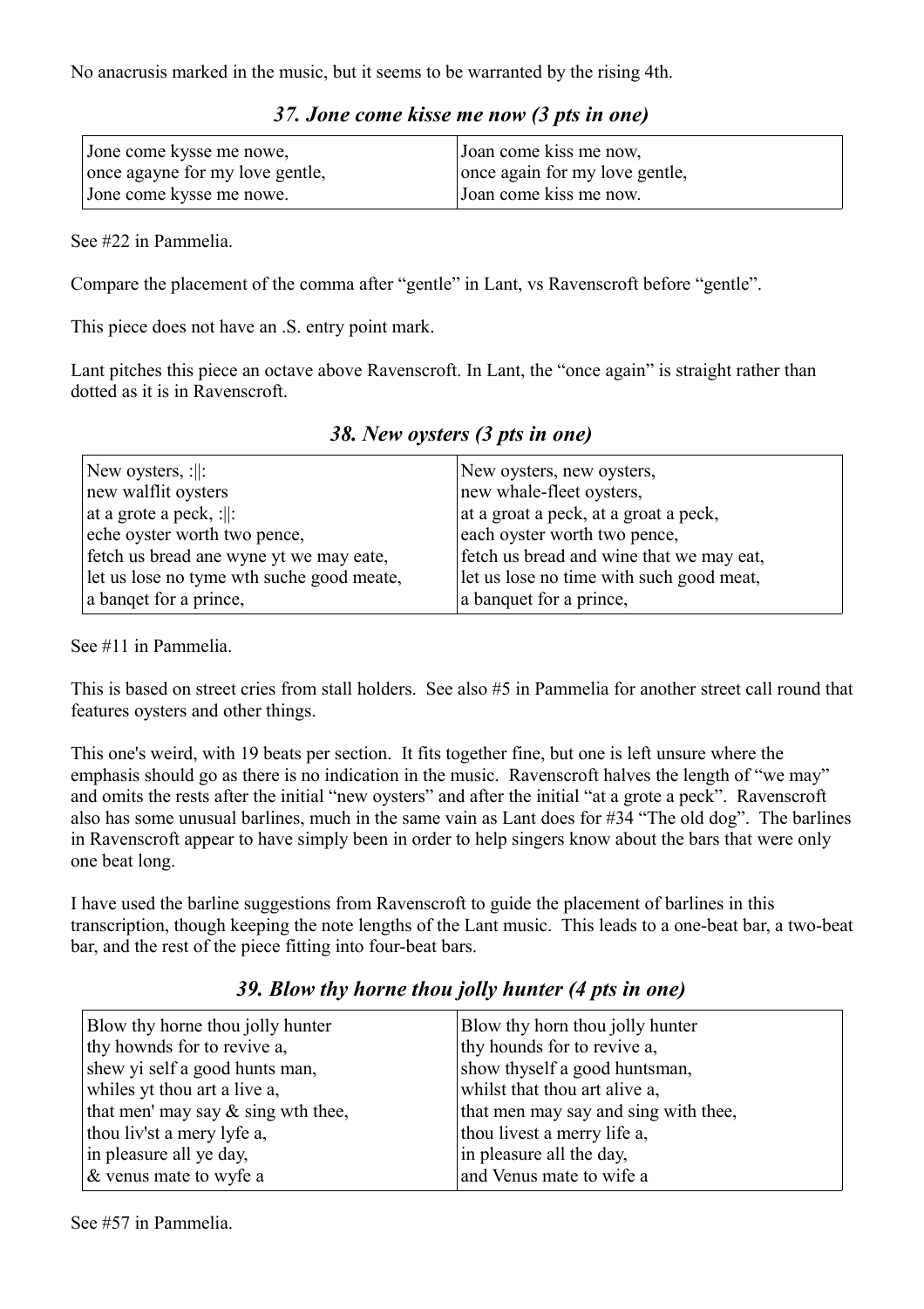No anacrusis marked in the music, but it seems to be warranted by the rising 4th.

### *37. Jone come kisse me now (3 pts in one)*

| Jone come kysse me nowe,<br>once agayne for my love gentle,<br>Jone come kysse me nowe. | Joan come kiss me now,<br>once again for my love gentle,<br>Joan come kiss me now. |
|---|---|

See #22 in Pammelia.

Compare the placement of the comma after "gentle" in Lant, vs Ravenscroft before "gentle".

This piece does not have an .S. entry point mark.

Lant pitches this piece an octave above Ravenscroft. In Lant, the "once again" is straight rather than dotted as it is in Ravenscroft.

### *38. New oysters (3 pts in one)*

| New oysters, :‖:<br>new walflit oysters<br>at a grote a peck, :‖:<br>eche oyster worth two pence,<br>fetch us bread ane wyne yt we may eate,<br>let us lose no tyme wth suche good meate,<br>a banqet for a prince, | New oysters, new oysters,<br>new whale-fleet oysters,<br>at a groat a peck, at a groat a peck,<br>each oyster worth two pence,<br>fetch us bread and wine that we may eat,<br>let us lose no time with such good meat,<br>a banquet for a prince, |
|---|---|

See #11 in Pammelia.

This is based on street cries from stall holders. See also #5 in Pammelia for another street call round that features oysters and other things.

This one's weird, with 19 beats per section. It fits together fine, but one is left unsure where the emphasis should go as there is no indication in the music. Ravenscroft halves the length of "we may" and omits the rests after the initial "new oysters" and after the initial "at a grote a peck". Ravenscroft also has some unusual barlines, much in the same vain as Lant does for #34 "The old dog". The barlines in Ravenscroft appear to have simply been in order to help singers know about the bars that were only one beat long.

I have used the barline suggestions from Ravenscroft to guide the placement of barlines in this transcription, though keeping the note lengths of the Lant music. This leads to a one-beat bar, a two-beat bar, and the rest of the piece fitting into four-beat bars.

### *39. Blow thy horne thou jolly hunter (4 pts in one)*

| Blow thy horne thou jolly hunter<br>thy hownds for to revive a,<br>shew yi self a good hunts man,<br>whiles yt thou art a live a,<br>that men' may say & sing wth thee,<br>thou liv'st a mery lyfe a,<br>in pleasure all ye day,<br>& venus mate to wyfe a | Blow thy horn thou jolly hunter<br>thy hounds for to revive a,<br>show thyself a good huntsman,<br>whilst that thou art alive a,<br>that men may say and sing with thee,<br>thou livest a merry life a,<br>in pleasure all the day,<br>and Venus mate to wife a |
|---|---|

See #57 in Pammelia.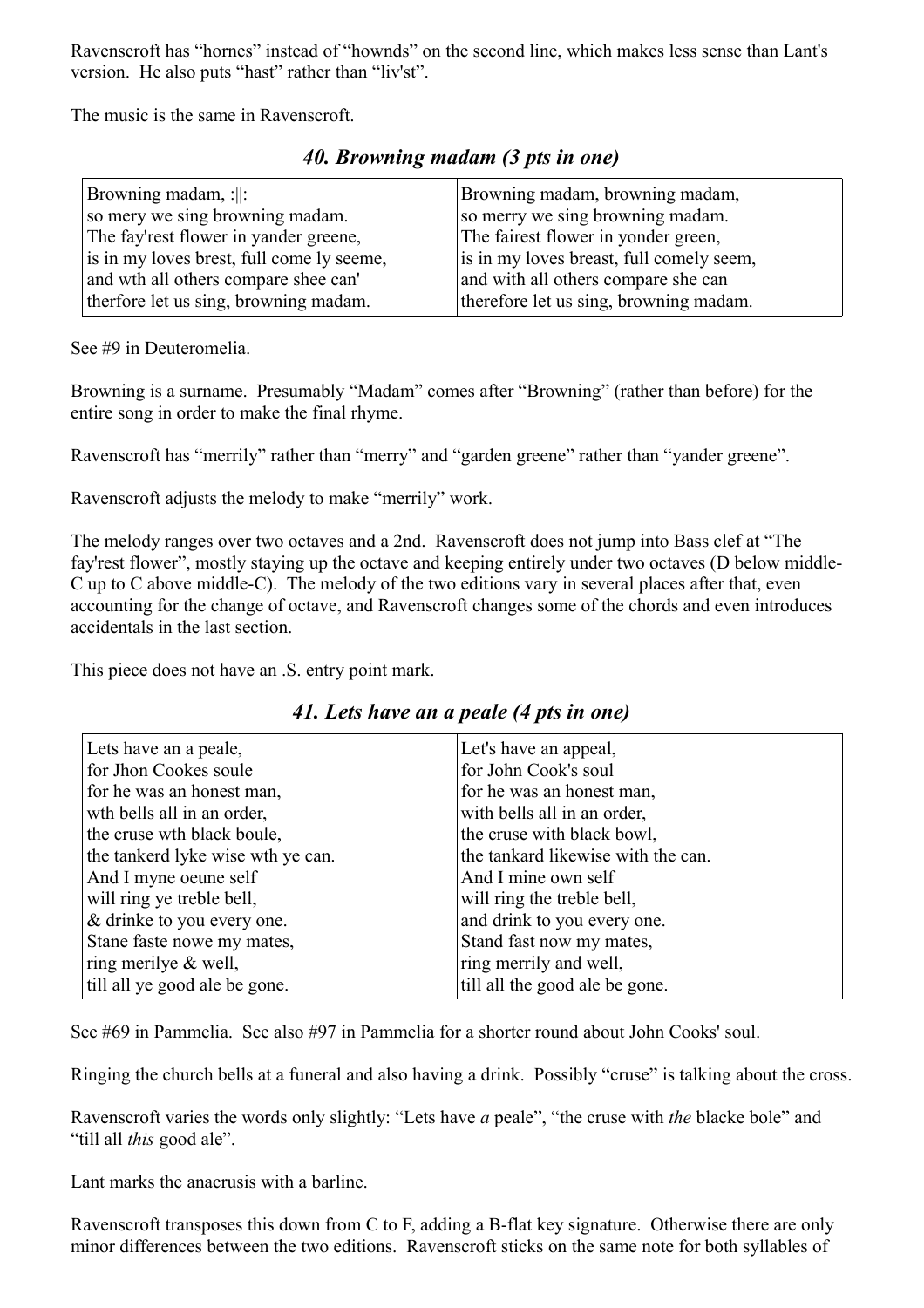Ravenscroft has "hornes" instead of "hownds" on the second line, which makes less sense than Lant's version. He also puts "hast" rather than "liv'st".

The music is the same in Ravenscroft.

### *40. Browning madam (3 pts in one)*

| Browning madam, :||: | Browning madam, browning madam, |
|---|---|
| so mery we sing browning madam. | so merry we sing browning madam. |
| The fay'rest flower in yander greene, | The fairest flower in yonder green, |
| is in my loves brest, full come ly seeme, | is in my loves breast, full comely seem, |
| and wth all others compare shee can' | and with all others compare she can |
| therfore let us sing, browning madam. | therefore let us sing, browning madam. |

See #9 in Deuteromelia.

Browning is a surname. Presumably "Madam" comes after "Browning" (rather than before) for the entire song in order to make the final rhyme.

Ravenscroft has "merrily" rather than "merry" and "garden greene" rather than "yander greene".

Ravenscroft adjusts the melody to make "merrily" work.

The melody ranges over two octaves and a 2nd. Ravenscroft does not jump into Bass clef at "The fay'rest flower", mostly staying up the octave and keeping entirely under two octaves (D below middle-C up to C above middle-C). The melody of the two editions vary in several places after that, even accounting for the change of octave, and Ravenscroft changes some of the chords and even introduces accidentals in the last section.

This piece does not have an .S. entry point mark.

### *41. Lets have an a peale (4 pts in one)*

| Lets have an a peale, | Let's have an appeal, |
|---|---|
| for Jhon Cookes soule | for John Cook's soul |
| for he was an honest man, | for he was an honest man, |
| wth bells all in an order, | with bells all in an order, |
| the cruse wth black boule, | the cruse with black bowl, |
| the tankerd lyke wise wth ye can. | the tankard likewise with the can. |
| And I myne oeune self | And I mine own self |
| will ring ye treble bell, | will ring the treble bell, |
| & drinke to you every one. | and drink to you every one. |
| Stane faste nowe my mates, | Stand fast now my mates, |
| ring merilye & well, | ring merrily and well, |
| till all ye good ale be gone. | till all the good ale be gone. |

See #69 in Pammelia. See also #97 in Pammelia for a shorter round about John Cooks' soul.

Ringing the church bells at a funeral and also having a drink. Possibly "cruse" is talking about the cross.

Ravenscroft varies the words only slightly: "Lets have *a* peale", "the cruse with *the* blacke bole" and "till all *this* good ale".

Lant marks the anacrusis with a barline.

Ravenscroft transposes this down from C to F, adding a B-flat key signature. Otherwise there are only minor differences between the two editions. Ravenscroft sticks on the same note for both syllables of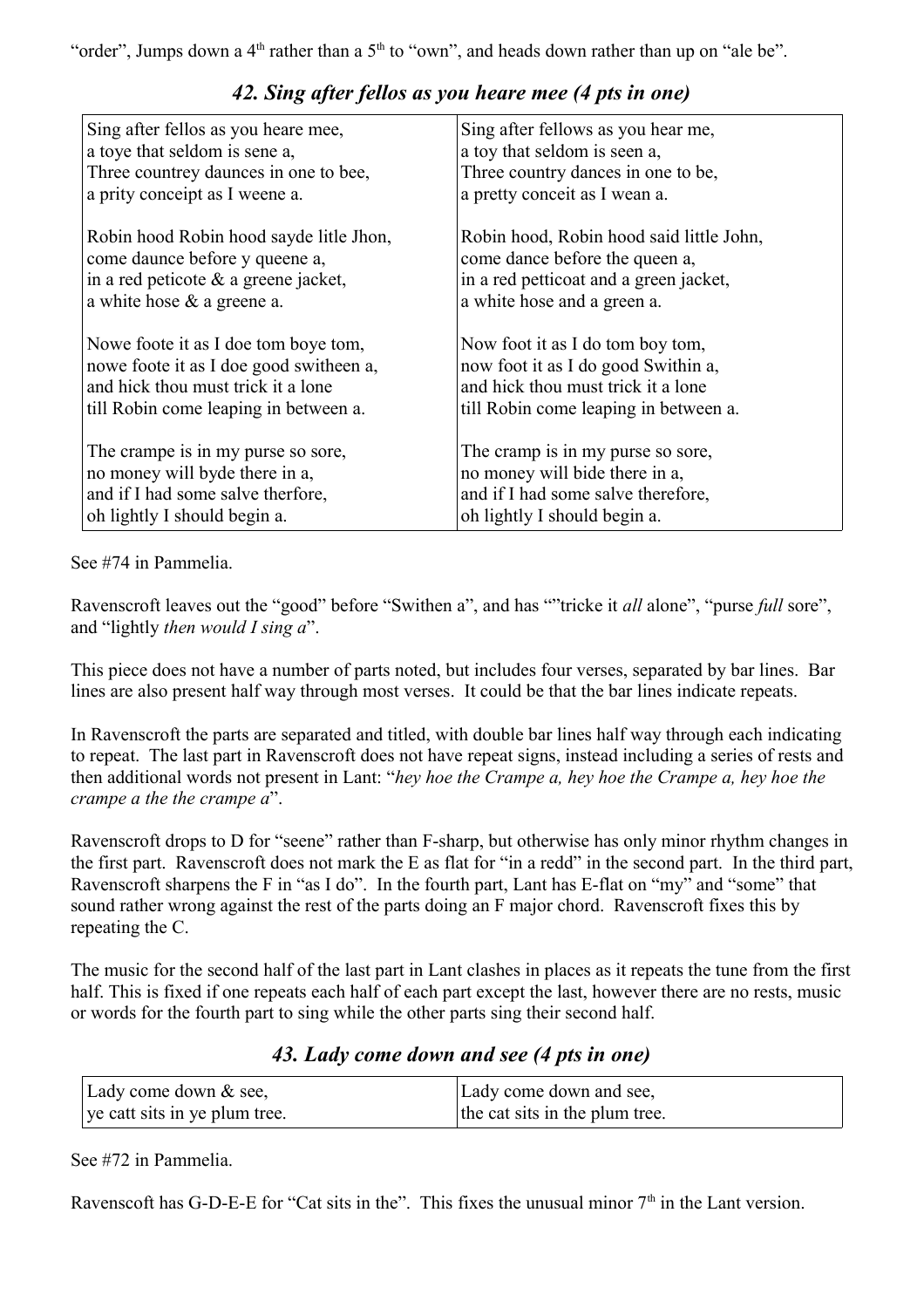"order", Jumps down a 4th rather than a 5th to "own", and heads down rather than up on "ale be".

### *42. Sing after fellos as you heare mee (4 pts in one)*

| Sing after fellos as you heare mee,<br>a toye that seldom is sene a,<br>Three countrey daunces in one to bee,<br>a prity conceipt as I weene a. | Sing after fellows as you hear me,<br>a toy that seldom is seen a,<br>Three country dances in one to be,<br>a pretty conceit as I wean a. |
|---|---|
| Robin hood Robin hood sayde litle Jhon,<br>come daunce before y queene a,<br>in a red peticote & a greene jacket,<br>a white hose & a greene a. | Robin hood, Robin hood said little John,<br>come dance before the queen a,<br>in a red petticoat and a green jacket,<br>a white hose and a green a. |
| Nowe foote it as I doe tom boye tom,<br>nowe foote it as I doe good switheen a,<br>and hick thou must trick it a lone<br>till Robin come leaping in between a. | Now foot it as I do tom boy tom,<br>now foot it as I do good Swithin a,<br>and hick thou must trick it a lone<br>till Robin come leaping in between a. |
| The crampe is in my purse so sore,<br>no money will byde there in a,<br>and if I had some salve therfore,<br>oh lightly I should begin a. | The cramp is in my purse so sore,<br>no money will bide there in a,<br>and if I had some salve therefore,<br>oh lightly I should begin a. |

See #74 in Pammelia.

Ravenscroft leaves out the "good" before "Swithen a", and has ""tricke it *all* alone", "purse *full* sore", and "lightly *then would I sing a*".

This piece does not have a number of parts noted, but includes four verses, separated by bar lines. Bar lines are also present half way through most verses. It could be that the bar lines indicate repeats.

In Ravenscroft the parts are separated and titled, with double bar lines half way through each indicating to repeat. The last part in Ravenscroft does not have repeat signs, instead including a series of rests and then additional words not present in Lant: "*hey hoe the Crampe a, hey hoe the Crampe a, hey hoe the crampe a the the crampe a*".

Ravenscroft drops to D for "seene" rather than F-sharp, but otherwise has only minor rhythm changes in the first part. Ravenscroft does not mark the E as flat for "in a redd" in the second part. In the third part, Ravenscroft sharpens the F in "as I do". In the fourth part, Lant has E-flat on "my" and "some" that sound rather wrong against the rest of the parts doing an F major chord. Ravenscroft fixes this by repeating the C.

The music for the second half of the last part in Lant clashes in places as it repeats the tune from the first half. This is fixed if one repeats each half of each part except the last, however there are no rests, music or words for the fourth part to sing while the other parts sing their second half.

### *43. Lady come down and see (4 pts in one)*

| Lady come down & see,<br>ye catt sits in ye plum tree. | Lady come down and see,<br>the cat sits in the plum tree. |
|---|---|

See #72 in Pammelia.

Ravenscoft has G-D-E-E for "Cat sits in the". This fixes the unusual minor 7th in the Lant version.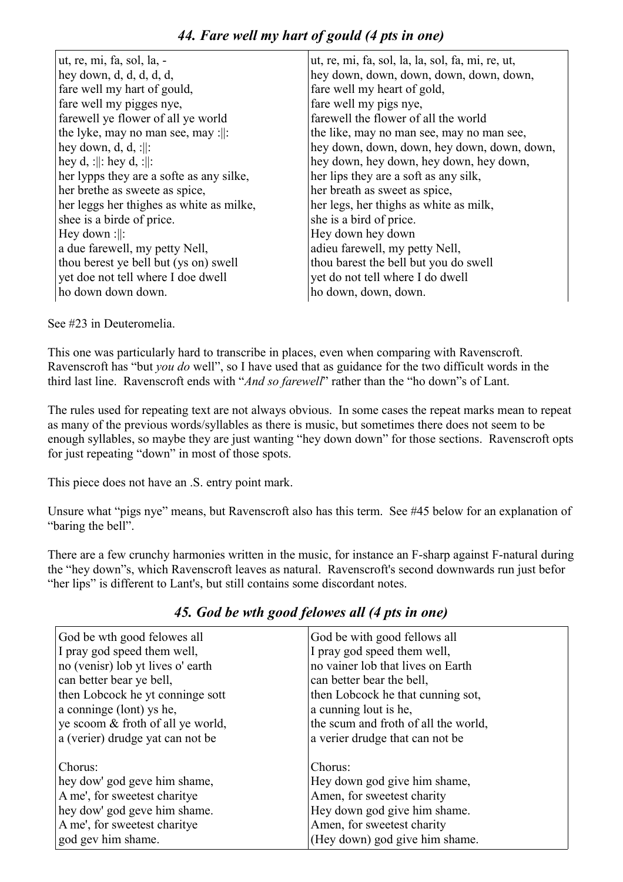## *44. Fare well my hart of gould (4 pts in one)*

| ut, re, mi, fa, sol, la, -<br>hey down, d, d, d, d, d,<br>fare well my hart of gould,<br>fare well my pigges nye,<br>farewell ye flower of all ye world<br>the lyke, may no man see, may :\|\|:<br>hey down, d, d, :\|\|:<br>hey d, :\|\|: hey d, :\|\|:<br>her lypps they are a softe as any silke,<br>her brethe as sweete as spice,<br>her leggs her thighes as white as milke,<br>shee is a birde of price.<br>Hey down :\|\|:<br>a due farewell, my petty Nell,<br>thou berest ye bell but (ys on) swell<br>yet doe not tell where I doe dwell<br>ho down down down. | ut, re, mi, fa, sol, la, la, sol, fa, mi, re, ut,<br>hey down, down, down, down, down, down,<br>fare well my heart of gold,<br>fare well my pigs nye,<br>farewell the flower of all the world<br>the like, may no man see, may no man see,<br>hey down, down, down, hey down, down, down,<br>hey down, hey down, hey down, hey down,<br>her lips they are a soft as any silk,<br>her breath as sweet as spice,<br>her legs, her thighs as white as milk,<br>she is a bird of price.<br>Hey down hey down<br>adieu farewell, my petty Nell,<br>thou barest the bell but you do swell<br>yet do not tell where I do dwell<br>ho down, down, down. |
|---|---|

See #23 in Deuteromelia.

This one was particularly hard to transcribe in places, even when comparing with Ravenscroft. Ravenscroft has "but *you do* well", so I have used that as guidance for the two difficult words in the third last line. Ravenscroft ends with "*And so farewell*" rather than the "ho down"s of Lant.

The rules used for repeating text are not always obvious. In some cases the repeat marks mean to repeat as many of the previous words/syllables as there is music, but sometimes there does not seem to be enough syllables, so maybe they are just wanting "hey down down" for those sections. Ravenscroft opts for just repeating "down" in most of those spots.

This piece does not have an .S. entry point mark.

Unsure what "pigs nye" means, but Ravenscroft also has this term. See #45 below for an explanation of "baring the bell".

There are a few crunchy harmonies written in the music, for instance an F-sharp against F-natural during the "hey down"s, which Ravenscroft leaves as natural. Ravenscroft's second downwards run just befor "her lips" is different to Lant's, but still contains some discordant notes.

## *45. God be wth good felowes all (4 pts in one)*

| God be wth good felowes all<br>I pray god speed them well,<br>no (venisr) lob yt lives o' earth<br>can better bear ye bell,<br>then Lobcock he yt conninge sott<br>a conninge (lont) ys he,<br>ye scoom & froth of all ye world,<br>a (verier) drudge yat can not be<br><br>Chorus:<br>hey dow' god geve him shame,<br>A me', for sweetest charitye<br>hey dow' god geve him shame.<br>A me', for sweetest charitye<br>god gev him shame. | God be with good fellows all<br>I pray god speed them well,<br>no vainer lob that lives on Earth<br>can better bear the bell,<br>then Lobcock he that cunning sot,<br>a cunning lout is he,<br>the scum and froth of all the world,<br>a verier drudge that can not be<br><br>Chorus:<br>Hey down god give him shame,<br>Amen, for sweetest charity<br>Hey down god give him shame.<br>Amen, for sweetest charity<br>(Hey down) god give him shame. |
|---|---|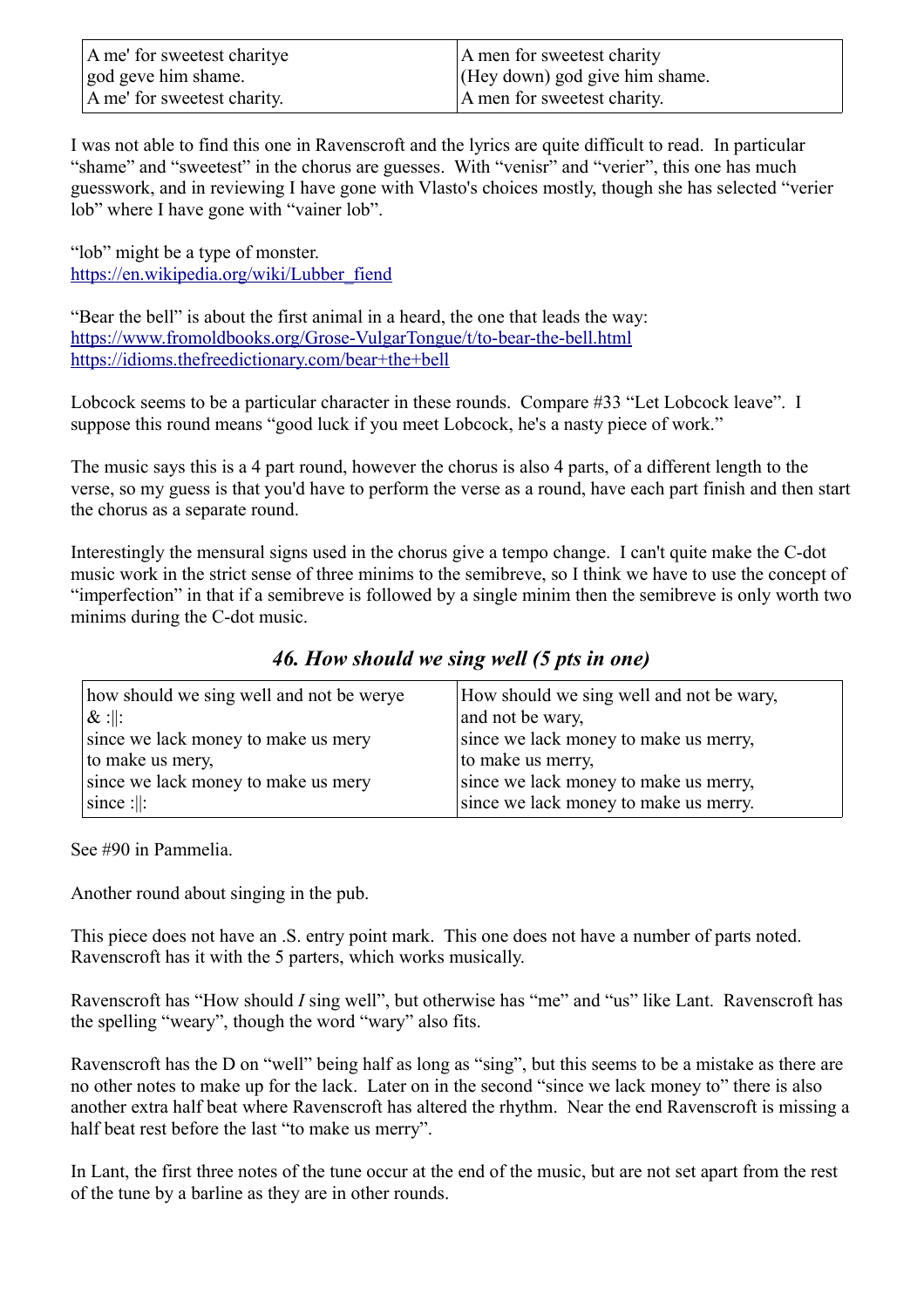| A me' for sweetest charitye<br>god geve him shame.<br>A me' for sweetest charity. | A men for sweetest charity<br>(Hey down) god give him shame.<br>A men for sweetest charity. |
|---|---|

I was not able to find this one in Ravenscroft and the lyrics are quite difficult to read. In particular "shame" and "sweetest" in the chorus are guesses. With "venisr" and "verier", this one has much guesswork, and in reviewing I have gone with Vlasto's choices mostly, though she has selected "verier lob" where I have gone with "vainer lob".

"lob" might be a type of monster.
https://en.wikipedia.org/wiki/Lubber_fiend

"Bear the bell" is about the first animal in a heard, the one that leads the way:
https://www.fromoldbooks.org/Grose-VulgarTongue/t/to-bear-the-bell.html
https://idioms.thefreedictionary.com/bear+the+bell

Lobcock seems to be a particular character in these rounds. Compare #33 "Let Lobcock leave". I suppose this round means "good luck if you meet Lobcock, he's a nasty piece of work."

The music says this is a 4 part round, however the chorus is also 4 parts, of a different length to the verse, so my guess is that you'd have to perform the verse as a round, have each part finish and then start the chorus as a separate round.

Interestingly the mensural signs used in the chorus give a tempo change. I can't quite make the C-dot music work in the strict sense of three minims to the semibreve, so I think we have to use the concept of "imperfection" in that if a semibreve is followed by a single minim then the semibreve is only worth two minims during the C-dot music.

## *46. How should we sing well (5 pts in one)*

| how should we sing well and not be werye<br>& :\|\|:<br>since we lack money to make us mery<br>to make us mery,<br>since we lack money to make us mery<br>since :\|\|: | How should we sing well and not be wary,<br>and not be wary,<br>since we lack money to make us merry,<br>to make us merry,<br>since we lack money to make us merry,<br>since we lack money to make us merry. |
|---|---|

See #90 in Pammelia.

Another round about singing in the pub.

This piece does not have an .S. entry point mark. This one does not have a number of parts noted. Ravenscroft has it with the 5 parters, which works musically.

Ravenscroft has "How should *I* sing well", but otherwise has "me" and "us" like Lant. Ravenscroft has the spelling "weary", though the word "wary" also fits.

Ravenscroft has the D on "well" being half as long as "sing", but this seems to be a mistake as there are no other notes to make up for the lack. Later on in the second "since we lack money to" there is also another extra half beat where Ravenscroft has altered the rhythm. Near the end Ravenscroft is missing a half beat rest before the last "to make us merry".

In Lant, the first three notes of the tune occur at the end of the music, but are not set apart from the rest of the tune by a barline as they are in other rounds.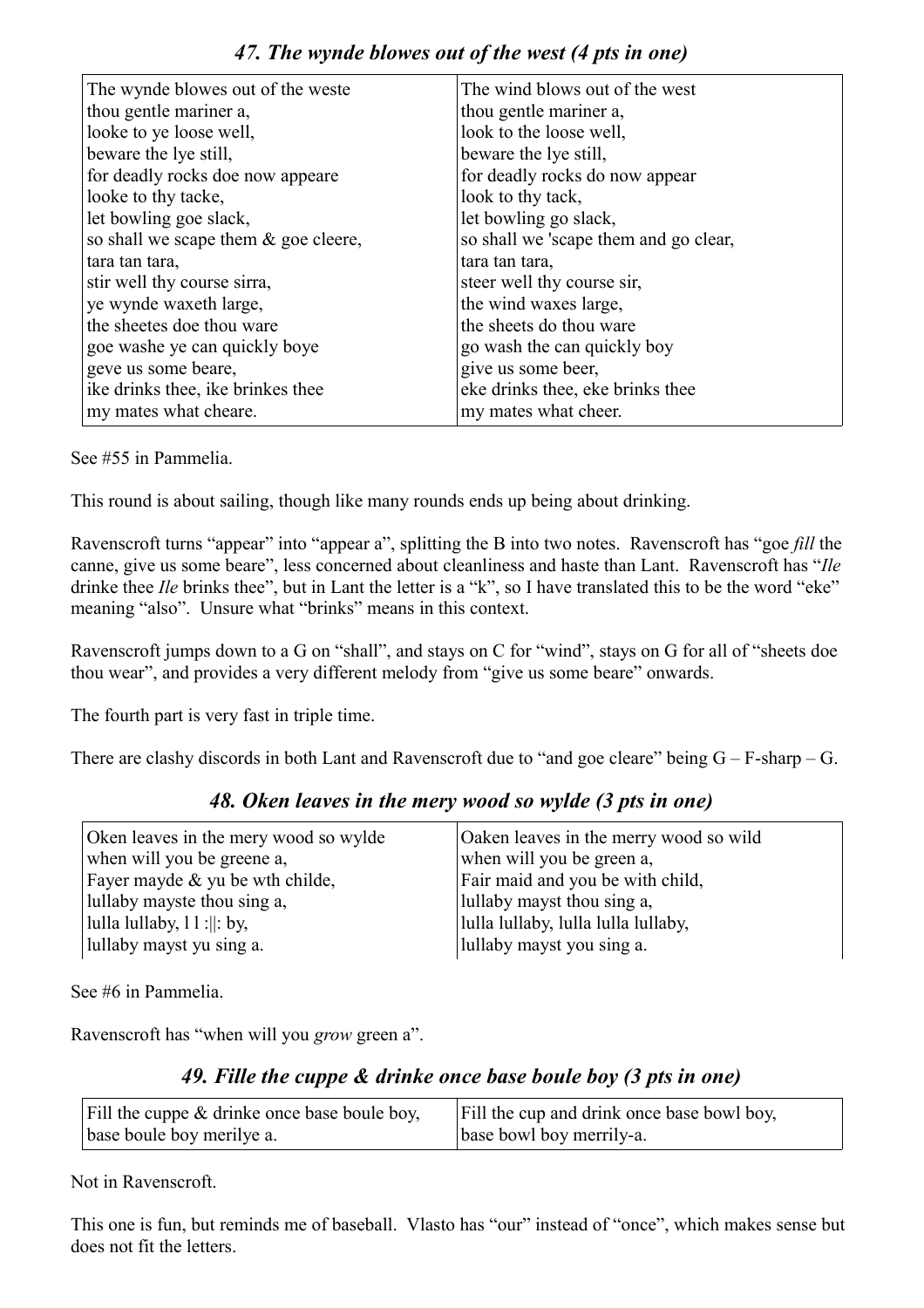### *47. The wynde blowes out of the west (4 pts in one)*

| The wynde blowes out of the weste<br>thou gentle mariner a,<br>looke to ye loose well,<br>beware the lye still,<br>for deadly rocks doe now appeare<br>looke to thy tacke,<br>let bowling goe slack,<br>so shall we scape them & goe cleere,<br>tara tan tara,<br>stir well thy course sirra,<br>ye wynde waxeth large,<br>the sheetes doe thou ware<br>goe washe ye can quickly boye<br>geve us some beare,<br>ike drinks thee, ike brinkes thee<br>my mates what cheare. | The wind blows out of the west<br>thou gentle mariner a,<br>look to the loose well,<br>beware the lye still,<br>for deadly rocks do now appear<br>look to thy tack,<br>let bowling go slack,<br>so shall we 'scape them and go clear,<br>tara tan tara,<br>steer well thy course sir,<br>the wind waxes large,<br>the sheets do thou ware<br>go wash the can quickly boy<br>give us some beer,<br>eke drinks thee, eke brinks thee<br>my mates what cheer. |
|---|---|

See #55 in Pammelia.

This round is about sailing, though like many rounds ends up being about drinking.

Ravenscroft turns "appear" into "appear a", splitting the B into two notes. Ravenscroft has "goe *fill* the canne, give us some beare", less concerned about cleanliness and haste than Lant. Ravenscroft has "*Ile* drinke thee *Ile* brinks thee", but in Lant the letter is a "k", so I have translated this to be the word "eke" meaning "also". Unsure what "brinks" means in this context.

Ravenscroft jumps down to a G on "shall", and stays on C for "wind", stays on G for all of "sheets doe thou wear", and provides a very different melody from "give us some beare" onwards.

The fourth part is very fast in triple time.

There are clashy discords in both Lant and Ravenscroft due to "and goe cleare" being G – F-sharp – G.

### *48. Oken leaves in the mery wood so wylde (3 pts in one)*

| Oken leaves in the mery wood so wylde<br>when will you be greene a,<br>Fayer mayde & yu be wth childe,<br>lullaby mayste thou sing a,<br>lulla lullaby, l l :\|\|: by,<br>lullaby mayst yu sing a. | Oaken leaves in the merry wood so wild<br>when will you be green a,<br>Fair maid and you be with child,<br>lullaby mayst thou sing a,<br>lulla lullaby, lulla lulla lullaby,<br>lullaby mayst you sing a. |
|---|---|

See #6 in Pammelia.

Ravenscroft has "when will you *grow* green a".

### *49. Fille the cuppe & drinke once base boule boy (3 pts in one)*

| Fill the cuppe & drinke once base boule boy,<br>base boule boy merilye a. | Fill the cup and drink once base bowl boy,<br>base bowl boy merrily-a. |
|---|---|

Not in Ravenscroft.

This one is fun, but reminds me of baseball. Vlasto has "our" instead of "once", which makes sense but does not fit the letters.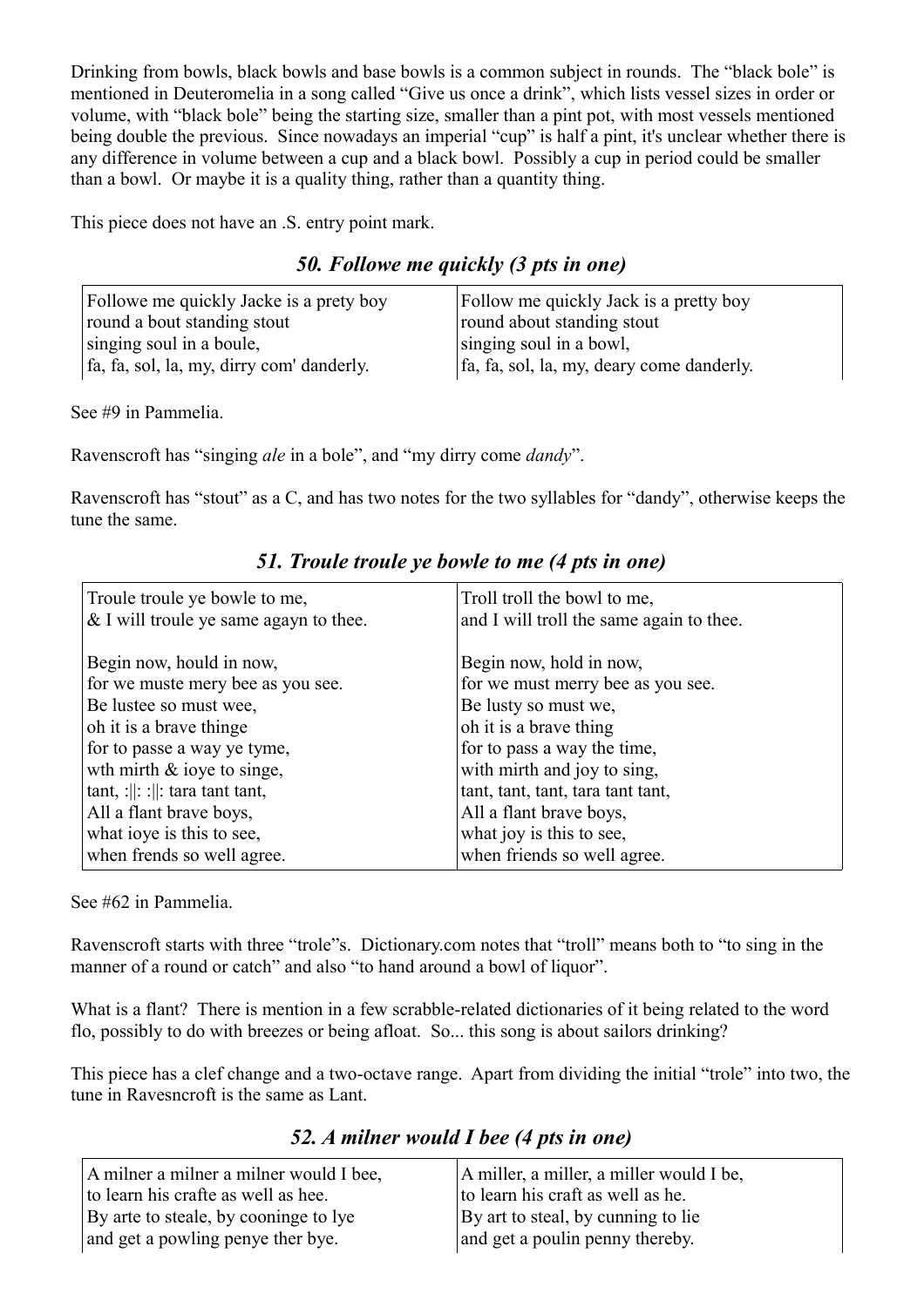Drinking from bowls, black bowls and base bowls is a common subject in rounds. The "black bole" is mentioned in Deuteromelia in a song called "Give us once a drink", which lists vessel sizes in order or volume, with "black bole" being the starting size, smaller than a pint pot, with most vessels mentioned being double the previous. Since nowadays an imperial "cup" is half a pint, it's unclear whether there is any difference in volume between a cup and a black bowl. Possibly a cup in period could be smaller than a bowl. Or maybe it is a quality thing, rather than a quantity thing.

This piece does not have an .S. entry point mark.

### *50. Followe me quickly (3 pts in one)*

| | |
|---|---|
| Followe me quickly Jacke is a prety boy<br>round a bout standing stout<br>singing soul in a boule,<br>fa, fa, sol, la, my, dirry com' danderly. | Follow me quickly Jack is a pretty boy<br>round about standing stout<br>singing soul in a bowl,<br>fa, fa, sol, la, my, deary come danderly. |

See #9 in Pammelia.

Ravenscroft has "singing *ale* in a bole", and "my dirry come *dandy*".

Ravenscroft has "stout" as a C, and has two notes for the two syllables for "dandy", otherwise keeps the tune the same.

### *51. Troule troule ye bowle to me (4 pts in one)*

| | |
|---|---|
| Troule troule ye bowle to me,<br>& I will troule ye same agayn to thee.<br><br>Begin now, hould in now,<br>for we muste mery bee as you see.<br>Be lustee so must wee,<br>oh it is a brave thinge<br>for to passe a way ye tyme,<br>wth mirth & ioye to singe,<br>tant, :\|\|: :\|\|: tara tant tant,<br>All a flant brave boys,<br>what ioye is this to see,<br>when frends so well agree. | Troll troll the bowl to me,<br>and I will troll the same again to thee.<br><br>Begin now, hold in now,<br>for we must merry bee as you see.<br>Be lusty so must we,<br>oh it is a brave thing<br>for to pass a way the time,<br>with mirth and joy to sing,<br>tant, tant, tant, tara tant tant,<br>All a flant brave boys,<br>what joy is this to see,<br>when friends so well agree. |

See #62 in Pammelia.

Ravenscroft starts with three "trole"s. Dictionary.com notes that "troll" means both to "to sing in the manner of a round or catch" and also "to hand around a bowl of liquor".

What is a flant? There is mention in a few scrabble-related dictionaries of it being related to the word flo, possibly to do with breezes or being afloat. So... this song is about sailors drinking?

This piece has a clef change and a two-octave range. Apart from dividing the initial "trole" into two, the tune in Ravesncroft is the same as Lant.

### *52. A milner would I bee (4 pts in one)*

| | |
|---|---|
| A milner a milner a milner would I bee,<br>to learn his crafte as well as hee.<br>By arte to steale, by cooninge to lye<br>and get a powling penye ther bye. | A miller, a miller, a miller would I be,<br>to learn his craft as well as he.<br>By art to steal, by cunning to lie<br>and get a poulin penny thereby. |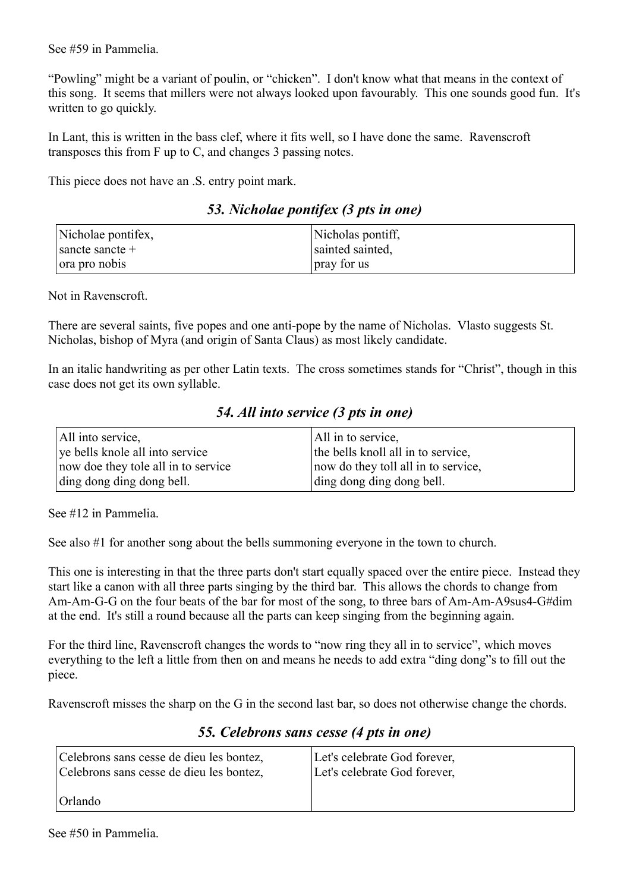See #59 in Pammelia.

"Powling" might be a variant of poulin, or "chicken". I don't know what that means in the context of this song. It seems that millers were not always looked upon favourably. This one sounds good fun. It's written to go quickly.

In Lant, this is written in the bass clef, where it fits well, so I have done the same. Ravenscroft transposes this from F up to C, and changes 3 passing notes.

This piece does not have an .S. entry point mark.

### *53. Nicholae pontifex (3 pts in one)*

| Nicholae pontifex,<br>sancte sancte +<br>ora pro nobis | Nicholas pontiff,<br>sainted sainted,<br>pray for us |
|---|---|

Not in Ravenscroft.

There are several saints, five popes and one anti-pope by the name of Nicholas. Vlasto suggests St. Nicholas, bishop of Myra (and origin of Santa Claus) as most likely candidate.

In an italic handwriting as per other Latin texts. The cross sometimes stands for "Christ", though in this case does not get its own syllable.

### *54. All into service (3 pts in one)*

| All into service,<br>ye bells knole all into service<br>now doe they tole all in to service<br>ding dong ding dong bell. | All in to service,<br>the bells knoll all in to service,<br>now do they toll all in to service,<br>ding dong ding dong bell. |
|---|---|

See #12 in Pammelia.

See also #1 for another song about the bells summoning everyone in the town to church.

This one is interesting in that the three parts don't start equally spaced over the entire piece. Instead they start like a canon with all three parts singing by the third bar. This allows the chords to change from Am-Am-G-G on the four beats of the bar for most of the song, to three bars of Am-Am-A9sus4-G#dim at the end. It's still a round because all the parts can keep singing from the beginning again.

For the third line, Ravenscroft changes the words to "now ring they all in to service", which moves everything to the left a little from then on and means he needs to add extra "ding dong"s to fill out the piece.

Ravenscroft misses the sharp on the G in the second last bar, so does not otherwise change the chords.

### *55. Celebrons sans cesse (4 pts in one)*

| Celebrons sans cesse de dieu les bontez,<br>Celebrons sans cesse de dieu les bontez,<br><br>Orlando | Let's celebrate God forever,<br>Let's celebrate God forever, |
|---|---|

See #50 in Pammelia.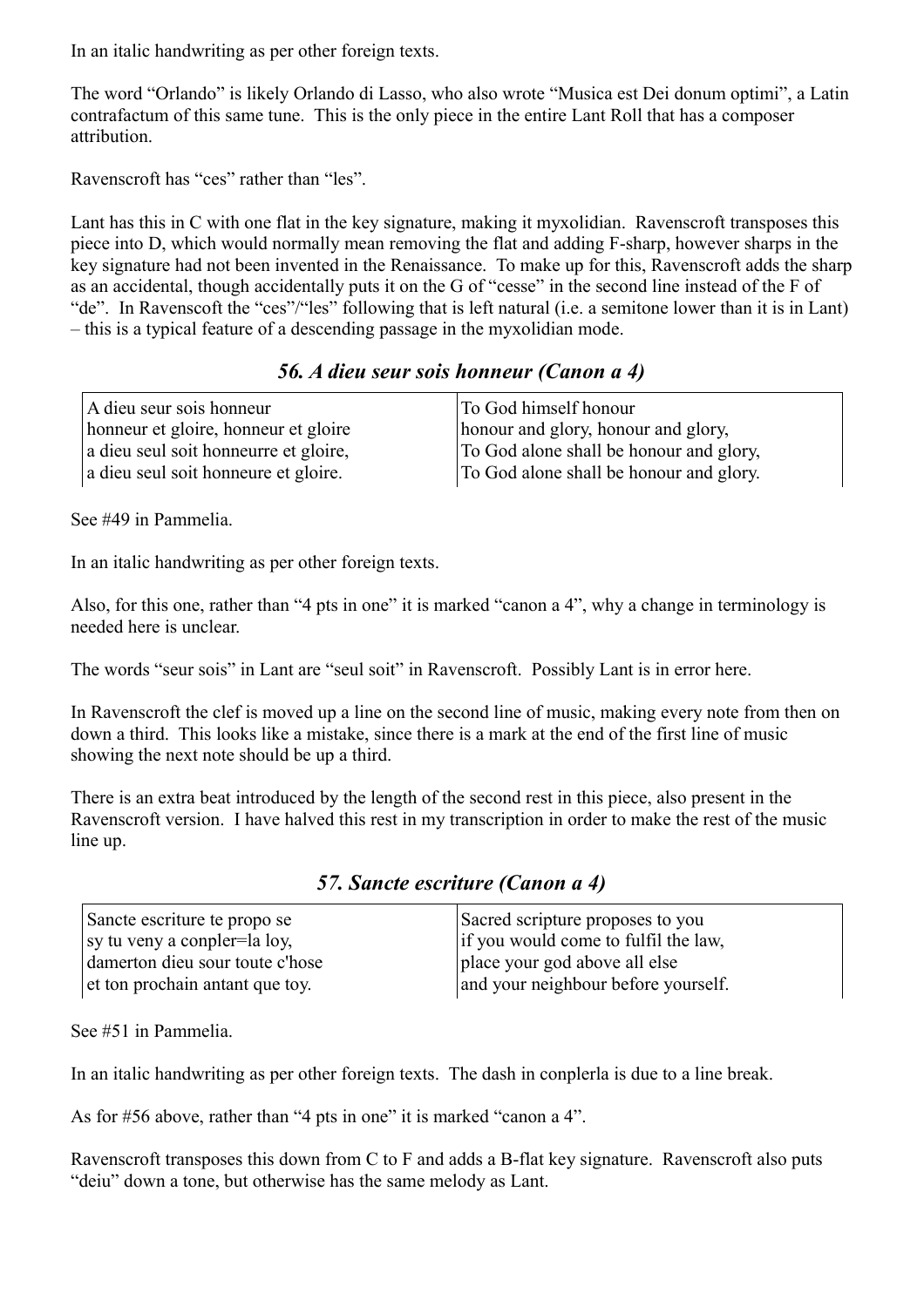In an italic handwriting as per other foreign texts.

The word "Orlando" is likely Orlando di Lasso, who also wrote "Musica est Dei donum optimi", a Latin contrafactum of this same tune. This is the only piece in the entire Lant Roll that has a composer attribution.

Ravenscroft has "ces" rather than "les".

Lant has this in C with one flat in the key signature, making it myxolidian. Ravenscroft transposes this piece into D, which would normally mean removing the flat and adding F-sharp, however sharps in the key signature had not been invented in the Renaissance. To make up for this, Ravenscroft adds the sharp as an accidental, though accidentally puts it on the G of "cesse" in the second line instead of the F of "de". In Ravenscoft the "ces"/"les" following that is left natural (i.e. a semitone lower than it is in Lant) – this is a typical feature of a descending passage in the myxolidian mode.

## *56. A dieu seur sois honneur (Canon a 4)*

| A dieu seur sois honneur<br>honneur et gloire, honneur et gloire<br>a dieu seul soit honneurre et gloire,<br>a dieu seul soit honneure et gloire. | To God himself honour<br>honour and glory, honour and glory,<br>To God alone shall be honour and glory,<br>To God alone shall be honour and glory. |
|---|---|

See #49 in Pammelia.

In an italic handwriting as per other foreign texts.

Also, for this one, rather than "4 pts in one" it is marked "canon a 4", why a change in terminology is needed here is unclear.

The words "seur sois" in Lant are "seul soit" in Ravenscroft. Possibly Lant is in error here.

In Ravenscroft the clef is moved up a line on the second line of music, making every note from then on down a third. This looks like a mistake, since there is a mark at the end of the first line of music showing the next note should be up a third.

There is an extra beat introduced by the length of the second rest in this piece, also present in the Ravenscroft version. I have halved this rest in my transcription in order to make the rest of the music line up.

## *57. Sancte escriture (Canon a 4)*

| Sancte escriture te propo se<br>sy tu veny a conpler=la loy,<br>damerton dieu sour toute c'hose<br>et ton prochain antant que toy. | Sacred scripture proposes to you<br>if you would come to fulfil the law,<br>place your god above all else<br>and your neighbour before yourself. |
|---|---|

See #51 in Pammelia.

In an italic handwriting as per other foreign texts. The dash in conplerla is due to a line break.

As for #56 above, rather than "4 pts in one" it is marked "canon a 4".

Ravenscroft transposes this down from C to F and adds a B-flat key signature. Ravenscroft also puts "deiu" down a tone, but otherwise has the same melody as Lant.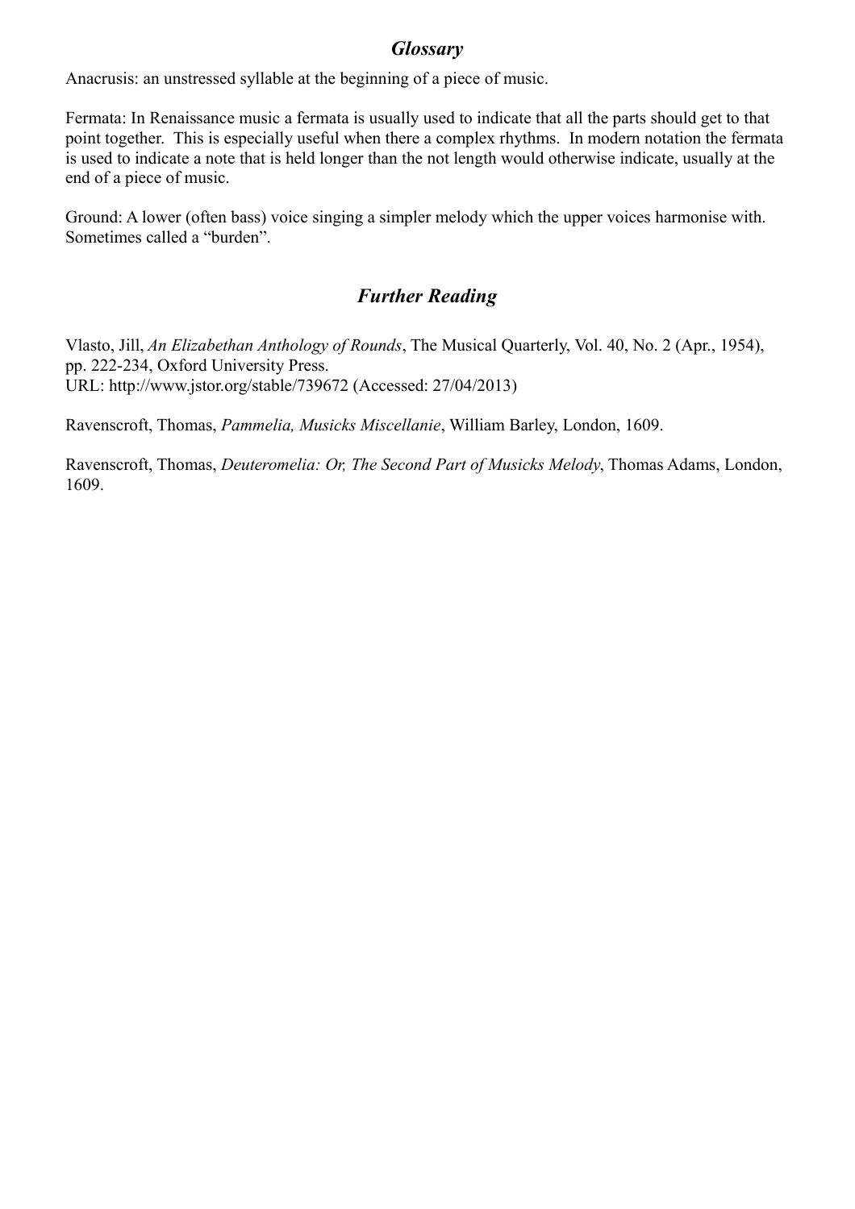## *Glossary*

Anacrusis: an unstressed syllable at the beginning of a piece of music.

Fermata: In Renaissance music a fermata is usually used to indicate that all the parts should get to that point together. This is especially useful when there a complex rhythms. In modern notation the fermata is used to indicate a note that is held longer than the not length would otherwise indicate, usually at the end of a piece of music.

Ground: A lower (often bass) voice singing a simpler melody which the upper voices harmonise with. Sometimes called a "burden".

## *Further Reading*

Vlasto, Jill, *An Elizabethan Anthology of Rounds*, The Musical Quarterly, Vol. 40, No. 2 (Apr., 1954), pp. 222-234, Oxford University Press.
URL: http://www.jstor.org/stable/739672 (Accessed: 27/04/2013)

Ravenscroft, Thomas, *Pammelia, Musicks Miscellanie*, William Barley, London, 1609.

Ravenscroft, Thomas, *Deuteromelia: Or, The Second Part of Musicks Melody*, Thomas Adams, London, 1609.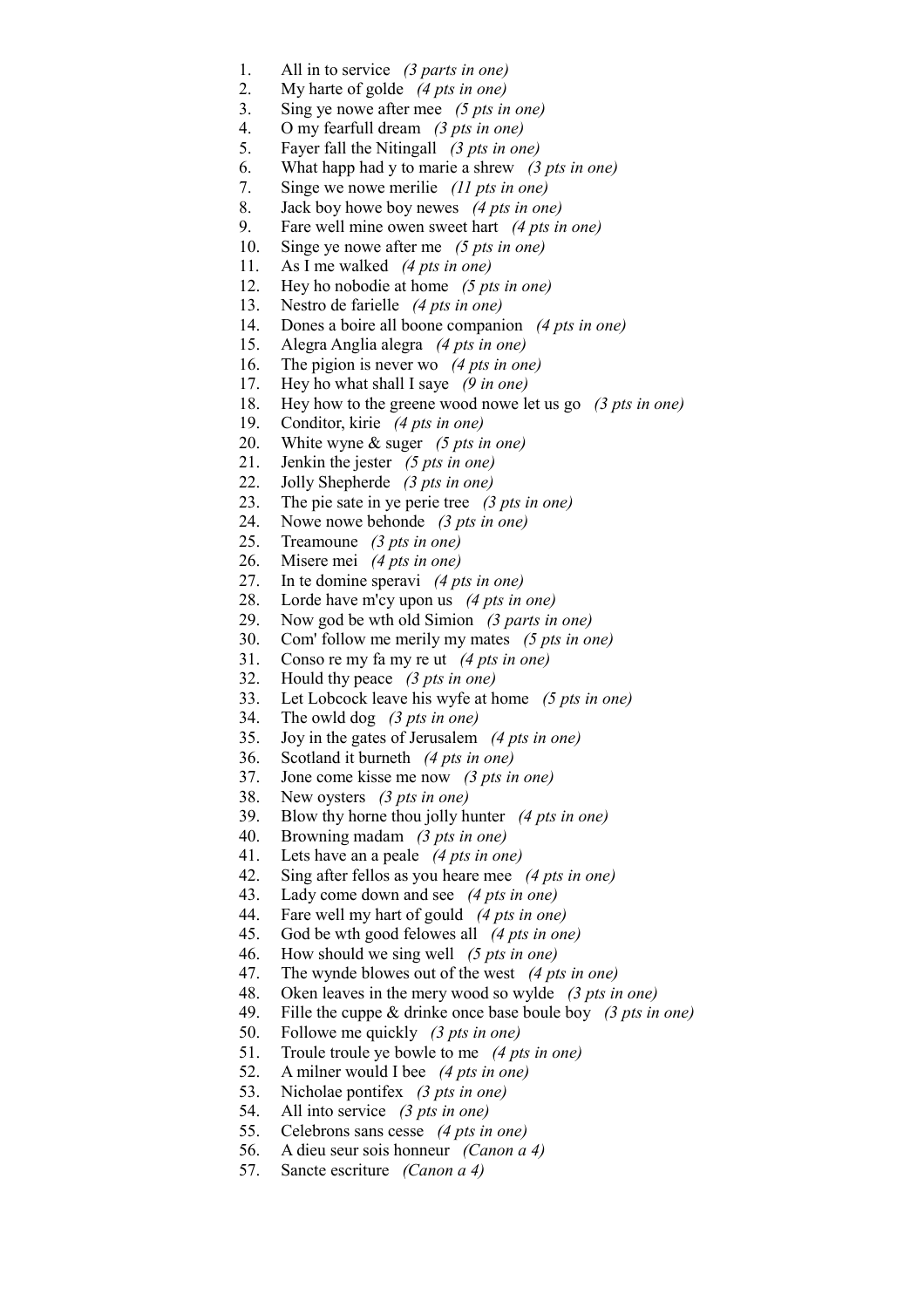1. All in to service *(3 parts in one)*
2. My harte of golde *(4 pts in one)*
3. Sing ye nowe after mee *(5 pts in one)*
4. O my fearfull dream *(3 pts in one)*
5. Fayer fall the Nitingall *(3 pts in one)*
6. What happ had y to marie a shrew *(3 pts in one)*
7. Singe we nowe merilie *(11 pts in one)*
8. Jack boy howe boy newes *(4 pts in one)*
9. Fare well mine owen sweet hart *(4 pts in one)*
10. Singe ye nowe after me *(5 pts in one)*
11. As I me walked *(4 pts in one)*
12. Hey ho nobodie at home *(5 pts in one)*
13. Nestro de farielle *(4 pts in one)*
14. Dones a boire all boone companion *(4 pts in one)*
15. Alegra Anglia alegra *(4 pts in one)*
16. The pigion is never wo *(4 pts in one)*
17. Hey ho what shall I saye *(9 in one)*
18. Hey how to the greene wood nowe let us go *(3 pts in one)*
19. Conditor, kirie *(4 pts in one)*
20. White wyne & suger *(5 pts in one)*
21. Jenkin the jester *(5 pts in one)*
22. Jolly Shepherde *(3 pts in one)*
23. The pie sate in ye perie tree *(3 pts in one)*
24. Nowe nowe behonde *(3 pts in one)*
25. Treamoune *(3 pts in one)*
26. Misere mei *(4 pts in one)*
27. In te domine speravi *(4 pts in one)*
28. Lorde have m'cy upon us *(4 pts in one)*
29. Now god be wth old Simion *(3 parts in one)*
30. Com' follow me merily my mates *(5 pts in one)*
31. Conso re my fa my re ut *(4 pts in one)*
32. Hould thy peace *(3 pts in one)*
33. Let Lobcock leave his wyfe at home *(5 pts in one)*
34. The owld dog *(3 pts in one)*
35. Joy in the gates of Jerusalem *(4 pts in one)*
36. Scotland it burneth *(4 pts in one)*
37. Jone come kisse me now *(3 pts in one)*
38. New oysters *(3 pts in one)*
39. Blow thy horne thou jolly hunter *(4 pts in one)*
40. Browning madam *(3 pts in one)*
41. Lets have an a peale *(4 pts in one)*
42. Sing after fellos as you heare mee *(4 pts in one)*
43. Lady come down and see *(4 pts in one)*
44. Fare well my hart of gould *(4 pts in one)*
45. God be wth good felowes all *(4 pts in one)*
46. How should we sing well *(5 pts in one)*
47. The wynde blowes out of the west *(4 pts in one)*
48. Oken leaves in the mery wood so wylde *(3 pts in one)*
49. Fille the cuppe & drinke once base boule boy *(3 pts in one)*
50. Followe me quickly *(3 pts in one)*
51. Troule troule ye bowle to me *(4 pts in one)*
52. A milner would I bee *(4 pts in one)*
53. Nicholae pontifex *(3 pts in one)*
54. All into service *(3 pts in one)*
55. Celebrons sans cesse *(4 pts in one)*
56. A dieu seur sois honneur *(Canon a 4)*
57. Sancte escriture *(Canon a 4)*